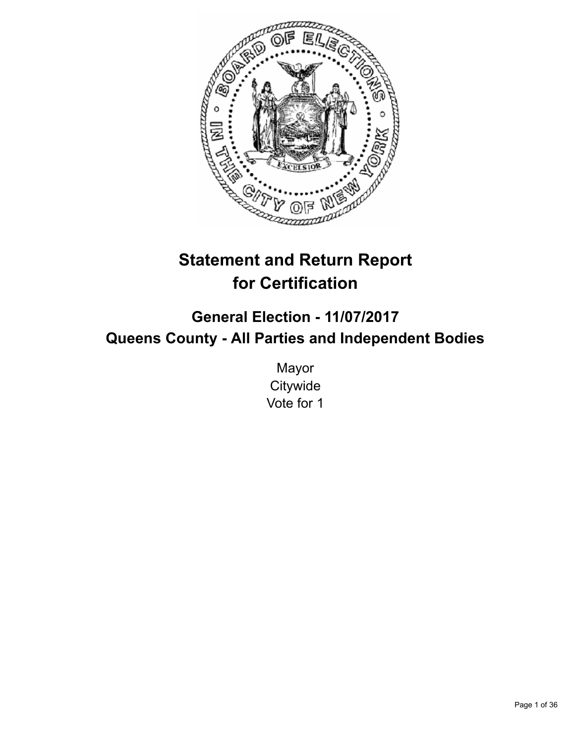# Statement and Return Report for Certification

## General Election - 11/07/2017

## Queens County - All Parties and Independent Bodies

Mayor
Citywide
Vote for 1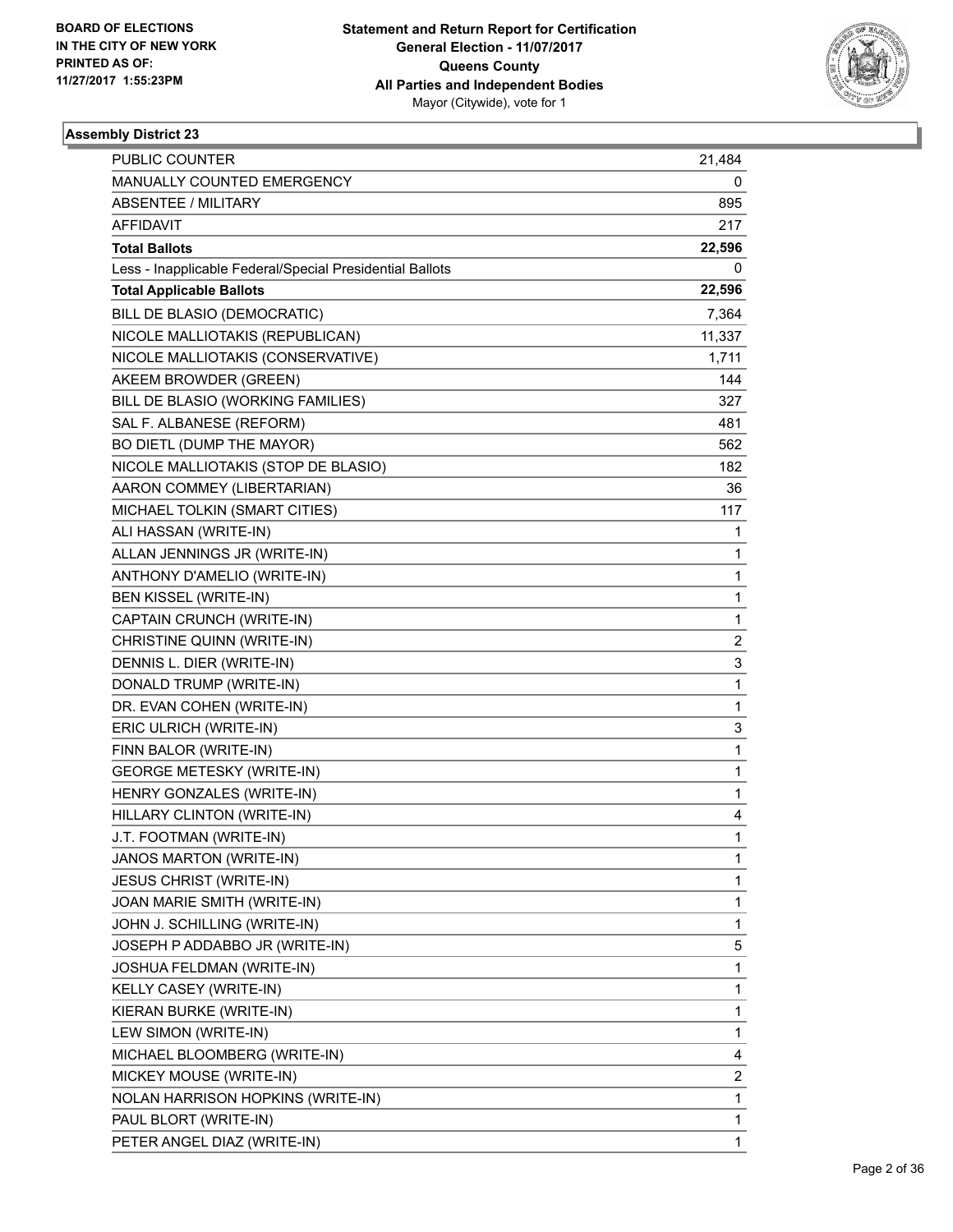BOARD OF ELECTIONS
IN THE CITY OF NEW YORK
PRINTED AS OF:
11/27/2017 1:55:23PM

**Statement and Return Report for Certification**
**General Election - 11/07/2017**
**Queens County**
**All Parties and Independent Bodies**
Mayor (Citywide), vote for 1

### Assembly District 23

| | |
|---|---|
| PUBLIC COUNTER | 21,484 |
| MANUALLY COUNTED EMERGENCY | 0 |
| ABSENTEE / MILITARY | 895 |
| AFFIDAVIT | 217 |
| **Total Ballots** | **22,596** |
| Less - Inapplicable Federal/Special Presidential Ballots | 0 |
| **Total Applicable Ballots** | **22,596** |
| BILL DE BLASIO (DEMOCRATIC) | 7,364 |
| NICOLE MALLIOTAKIS (REPUBLICAN) | 11,337 |
| NICOLE MALLIOTAKIS (CONSERVATIVE) | 1,711 |
| AKEEM BROWDER (GREEN) | 144 |
| BILL DE BLASIO (WORKING FAMILIES) | 327 |
| SAL F. ALBANESE (REFORM) | 481 |
| BO DIETL (DUMP THE MAYOR) | 562 |
| NICOLE MALLIOTAKIS (STOP DE BLASIO) | 182 |
| AARON COMMEY (LIBERTARIAN) | 36 |
| MICHAEL TOLKIN (SMART CITIES) | 117 |
| ALI HASSAN (WRITE-IN) | 1 |
| ALLAN JENNINGS JR (WRITE-IN) | 1 |
| ANTHONY D'AMELIO (WRITE-IN) | 1 |
| BEN KISSEL (WRITE-IN) | 1 |
| CAPTAIN CRUNCH (WRITE-IN) | 1 |
| CHRISTINE QUINN (WRITE-IN) | 2 |
| DENNIS L. DIER (WRITE-IN) | 3 |
| DONALD TRUMP (WRITE-IN) | 1 |
| DR. EVAN COHEN (WRITE-IN) | 1 |
| ERIC ULRICH (WRITE-IN) | 3 |
| FINN BALOR (WRITE-IN) | 1 |
| GEORGE METESKY (WRITE-IN) | 1 |
| HENRY GONZALES (WRITE-IN) | 1 |
| HILLARY CLINTON (WRITE-IN) | 4 |
| J.T. FOOTMAN (WRITE-IN) | 1 |
| JANOS MARTON (WRITE-IN) | 1 |
| JESUS CHRIST (WRITE-IN) | 1 |
| JOAN MARIE SMITH (WRITE-IN) | 1 |
| JOHN J. SCHILLING (WRITE-IN) | 1 |
| JOSEPH P ADDABBO JR (WRITE-IN) | 5 |
| JOSHUA FELDMAN (WRITE-IN) | 1 |
| KELLY CASEY (WRITE-IN) | 1 |
| KIERAN BURKE (WRITE-IN) | 1 |
| LEW SIMON (WRITE-IN) | 1 |
| MICHAEL BLOOMBERG (WRITE-IN) | 4 |
| MICKEY MOUSE (WRITE-IN) | 2 |
| NOLAN HARRISON HOPKINS (WRITE-IN) | 1 |
| PAUL BLORT (WRITE-IN) | 1 |
| PETER ANGEL DIAZ (WRITE-IN) | 1 |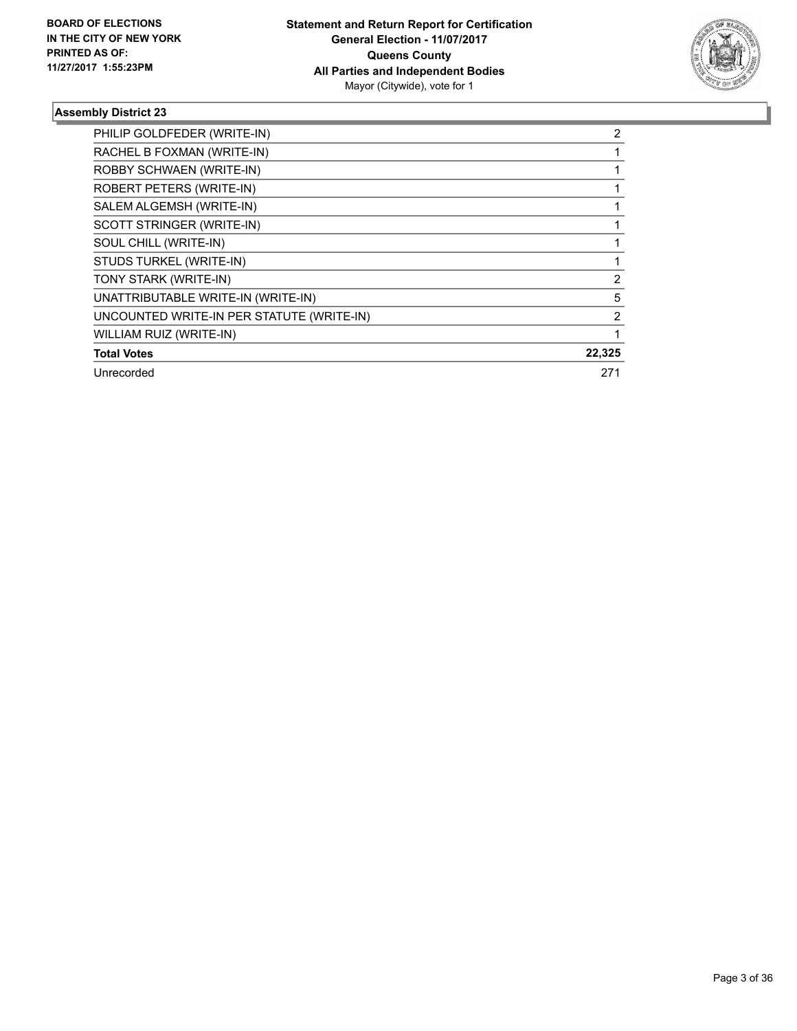## Assembly District 23

| | |
|---|---|
| PHILIP GOLDFEDER (WRITE-IN) | 2 |
| RACHEL B FOXMAN (WRITE-IN) | 1 |
| ROBBY SCHWAEN (WRITE-IN) | 1 |
| ROBERT PETERS (WRITE-IN) | 1 |
| SALEM ALGEMSH (WRITE-IN) | 1 |
| SCOTT STRINGER (WRITE-IN) | 1 |
| SOUL CHILL (WRITE-IN) | 1 |
| STUDS TURKEL (WRITE-IN) | 1 |
| TONY STARK (WRITE-IN) | 2 |
| UNATTRIBUTABLE WRITE-IN (WRITE-IN) | 5 |
| UNCOUNTED WRITE-IN PER STATUTE (WRITE-IN) | 2 |
| WILLIAM RUIZ (WRITE-IN) | 1 |
| **Total Votes** | **22,325** |
| Unrecorded | 271 |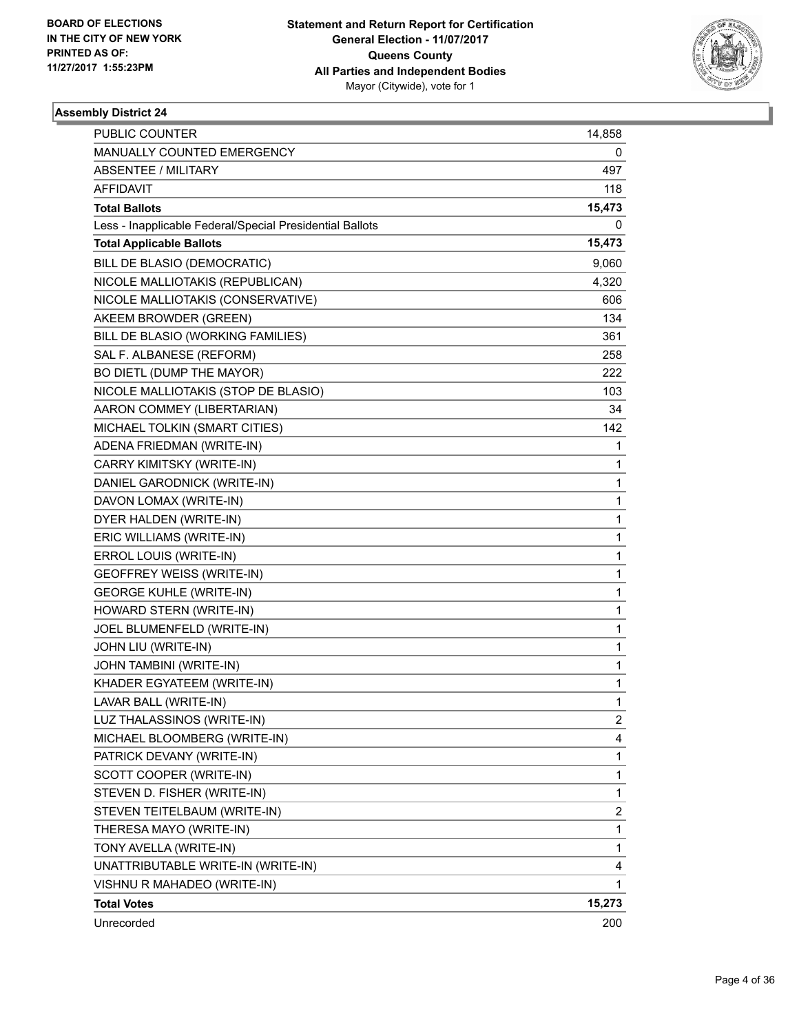BOARD OF ELECTIONS
IN THE CITY OF NEW YORK
PRINTED AS OF:
11/27/2017 1:55:23PM

**Statement and Return Report for Certification**
**General Election - 11/07/2017**
**Queens County**
**All Parties and Independent Bodies**
Mayor (Citywide), vote for 1

### Assembly District 24

| | |
|---|---|
| PUBLIC COUNTER | 14,858 |
| MANUALLY COUNTED EMERGENCY | 0 |
| ABSENTEE / MILITARY | 497 |
| AFFIDAVIT | 118 |
| **Total Ballots** | **15,473** |
| Less - Inapplicable Federal/Special Presidential Ballots | 0 |
| **Total Applicable Ballots** | **15,473** |
| BILL DE BLASIO (DEMOCRATIC) | 9,060 |
| NICOLE MALLIOTAKIS (REPUBLICAN) | 4,320 |
| NICOLE MALLIOTAKIS (CONSERVATIVE) | 606 |
| AKEEM BROWDER (GREEN) | 134 |
| BILL DE BLASIO (WORKING FAMILIES) | 361 |
| SAL F. ALBANESE (REFORM) | 258 |
| BO DIETL (DUMP THE MAYOR) | 222 |
| NICOLE MALLIOTAKIS (STOP DE BLASIO) | 103 |
| AARON COMMEY (LIBERTARIAN) | 34 |
| MICHAEL TOLKIN (SMART CITIES) | 142 |
| ADENA FRIEDMAN (WRITE-IN) | 1 |
| CARRY KIMITSKY (WRITE-IN) | 1 |
| DANIEL GARODNICK (WRITE-IN) | 1 |
| DAVON LOMAX (WRITE-IN) | 1 |
| DYER HALDEN (WRITE-IN) | 1 |
| ERIC WILLIAMS (WRITE-IN) | 1 |
| ERROL LOUIS (WRITE-IN) | 1 |
| GEOFFREY WEISS (WRITE-IN) | 1 |
| GEORGE KUHLE (WRITE-IN) | 1 |
| HOWARD STERN (WRITE-IN) | 1 |
| JOEL BLUMENFELD (WRITE-IN) | 1 |
| JOHN LIU (WRITE-IN) | 1 |
| JOHN TAMBINI (WRITE-IN) | 1 |
| KHADER EGYATEEM (WRITE-IN) | 1 |
| LAVAR BALL (WRITE-IN) | 1 |
| LUZ THALASSINOS (WRITE-IN) | 2 |
| MICHAEL BLOOMBERG (WRITE-IN) | 4 |
| PATRICK DEVANY (WRITE-IN) | 1 |
| SCOTT COOPER (WRITE-IN) | 1 |
| STEVEN D. FISHER (WRITE-IN) | 1 |
| STEVEN TEITELBAUM (WRITE-IN) | 2 |
| THERESA MAYO (WRITE-IN) | 1 |
| TONY AVELLA (WRITE-IN) | 1 |
| UNATTRIBUTABLE WRITE-IN (WRITE-IN) | 4 |
| VISHNU R MAHADEO (WRITE-IN) | 1 |
| **Total Votes** | **15,273** |
| Unrecorded | 200 |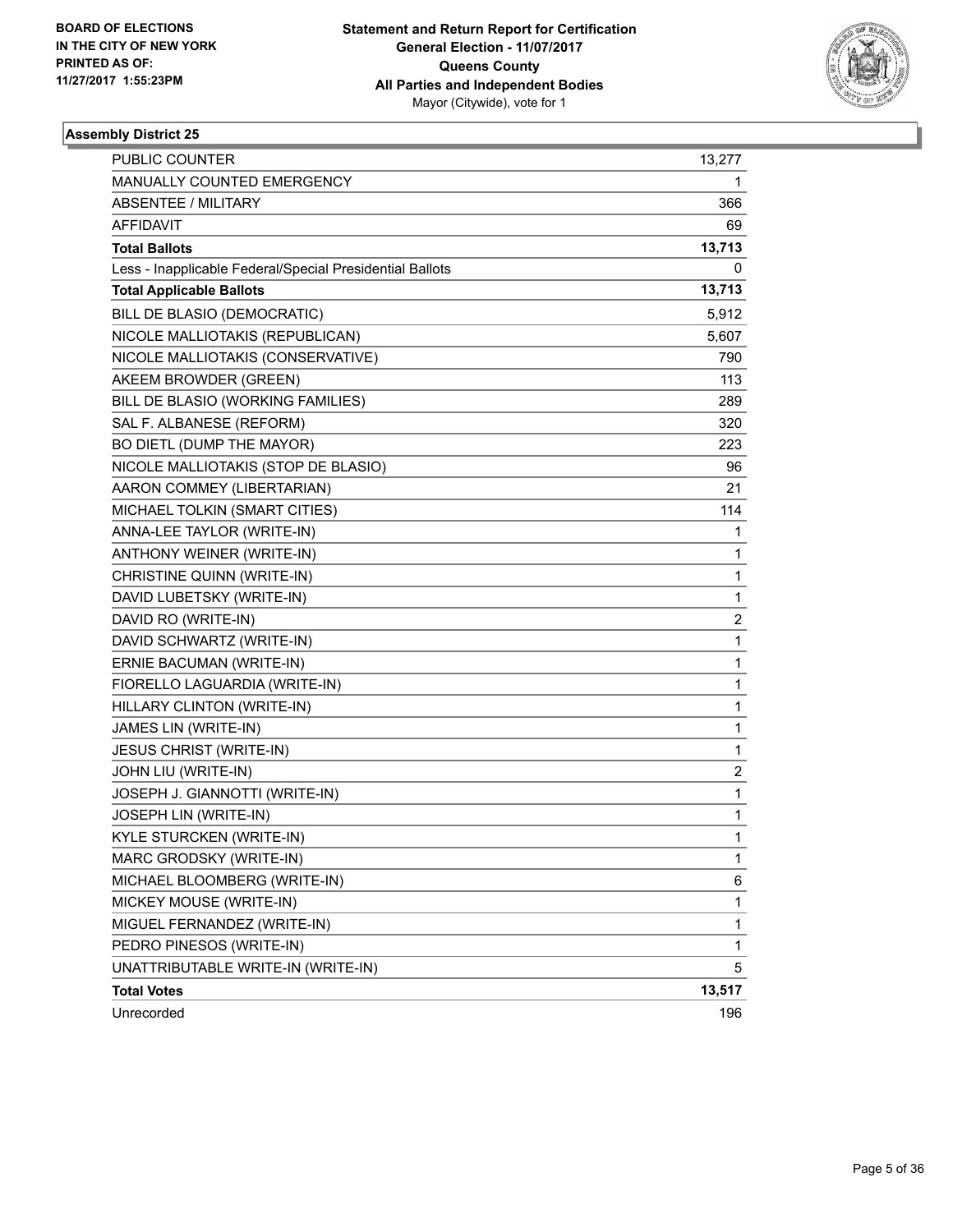BOARD OF ELECTIONS
IN THE CITY OF NEW YORK
PRINTED AS OF:
11/27/2017 1:55:23PM

**Statement and Return Report for Certification**
**General Election - 11/07/2017**
**Queens County**
**All Parties and Independent Bodies**
Mayor (Citywide), vote for 1

## Assembly District 25

| | |
|---|---|
| PUBLIC COUNTER | 13,277 |
| MANUALLY COUNTED EMERGENCY | 1 |
| ABSENTEE / MILITARY | 366 |
| AFFIDAVIT | 69 |
| **Total Ballots** | **13,713** |
| Less - Inapplicable Federal/Special Presidential Ballots | 0 |
| **Total Applicable Ballots** | **13,713** |
| BILL DE BLASIO (DEMOCRATIC) | 5,912 |
| NICOLE MALLIOTAKIS (REPUBLICAN) | 5,607 |
| NICOLE MALLIOTAKIS (CONSERVATIVE) | 790 |
| AKEEM BROWDER (GREEN) | 113 |
| BILL DE BLASIO (WORKING FAMILIES) | 289 |
| SAL F. ALBANESE (REFORM) | 320 |
| BO DIETL (DUMP THE MAYOR) | 223 |
| NICOLE MALLIOTAKIS (STOP DE BLASIO) | 96 |
| AARON COMMEY (LIBERTARIAN) | 21 |
| MICHAEL TOLKIN (SMART CITIES) | 114 |
| ANNA-LEE TAYLOR (WRITE-IN) | 1 |
| ANTHONY WEINER (WRITE-IN) | 1 |
| CHRISTINE QUINN (WRITE-IN) | 1 |
| DAVID LUBETSKY (WRITE-IN) | 1 |
| DAVID RO (WRITE-IN) | 2 |
| DAVID SCHWARTZ (WRITE-IN) | 1 |
| ERNIE BACUMAN (WRITE-IN) | 1 |
| FIORELLO LAGUARDIA (WRITE-IN) | 1 |
| HILLARY CLINTON (WRITE-IN) | 1 |
| JAMES LIN (WRITE-IN) | 1 |
| JESUS CHRIST (WRITE-IN) | 1 |
| JOHN LIU (WRITE-IN) | 2 |
| JOSEPH J. GIANNOTTI (WRITE-IN) | 1 |
| JOSEPH LIN (WRITE-IN) | 1 |
| KYLE STURCKEN (WRITE-IN) | 1 |
| MARC GRODSKY (WRITE-IN) | 1 |
| MICHAEL BLOOMBERG (WRITE-IN) | 6 |
| MICKEY MOUSE (WRITE-IN) | 1 |
| MIGUEL FERNANDEZ (WRITE-IN) | 1 |
| PEDRO PINESOS (WRITE-IN) | 1 |
| UNATTRIBUTABLE WRITE-IN (WRITE-IN) | 5 |
| **Total Votes** | **13,517** |
| Unrecorded | 196 |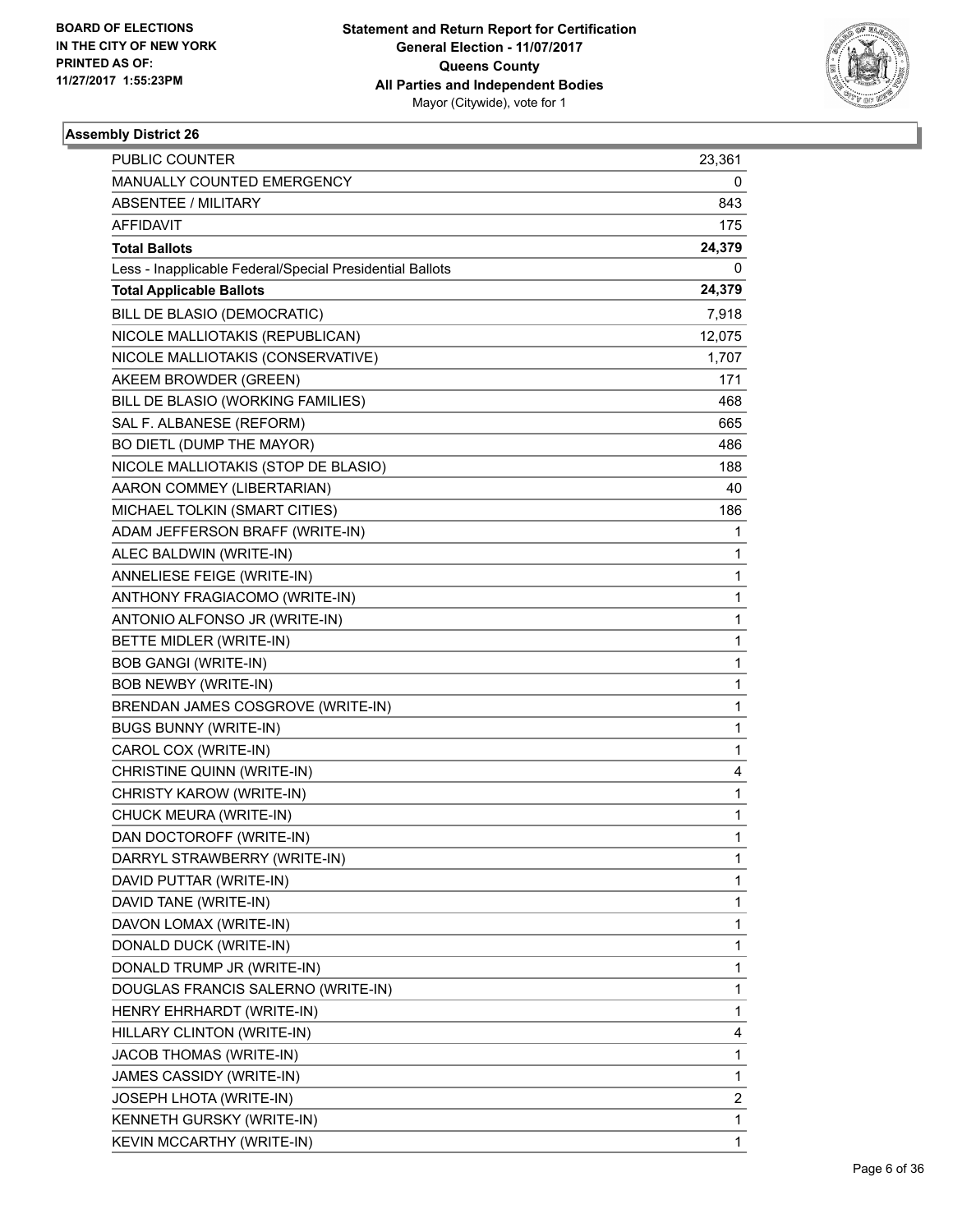BOARD OF ELECTIONS
IN THE CITY OF NEW YORK
PRINTED AS OF:
11/27/2017 1:55:23PM

**Statement and Return Report for Certification**
**General Election - 11/07/2017**
**Queens County**
**All Parties and Independent Bodies**
Mayor (Citywide), vote for 1

### Assembly District 26

| | |
|---|---|
| PUBLIC COUNTER | 23,361 |
| MANUALLY COUNTED EMERGENCY | 0 |
| ABSENTEE / MILITARY | 843 |
| AFFIDAVIT | 175 |
| **Total Ballots** | **24,379** |
| Less - Inapplicable Federal/Special Presidential Ballots | 0 |
| **Total Applicable Ballots** | **24,379** |
| BILL DE BLASIO (DEMOCRATIC) | 7,918 |
| NICOLE MALLIOTAKIS (REPUBLICAN) | 12,075 |
| NICOLE MALLIOTAKIS (CONSERVATIVE) | 1,707 |
| AKEEM BROWDER (GREEN) | 171 |
| BILL DE BLASIO (WORKING FAMILIES) | 468 |
| SAL F. ALBANESE (REFORM) | 665 |
| BO DIETL (DUMP THE MAYOR) | 486 |
| NICOLE MALLIOTAKIS (STOP DE BLASIO) | 188 |
| AARON COMMEY (LIBERTARIAN) | 40 |
| MICHAEL TOLKIN (SMART CITIES) | 186 |
| ADAM JEFFERSON BRAFF (WRITE-IN) | 1 |
| ALEC BALDWIN (WRITE-IN) | 1 |
| ANNELIESE FEIGE (WRITE-IN) | 1 |
| ANTHONY FRAGIACOMO (WRITE-IN) | 1 |
| ANTONIO ALFONSO JR (WRITE-IN) | 1 |
| BETTE MIDLER (WRITE-IN) | 1 |
| BOB GANGI (WRITE-IN) | 1 |
| BOB NEWBY (WRITE-IN) | 1 |
| BRENDAN JAMES COSGROVE (WRITE-IN) | 1 |
| BUGS BUNNY (WRITE-IN) | 1 |
| CAROL COX (WRITE-IN) | 1 |
| CHRISTINE QUINN (WRITE-IN) | 4 |
| CHRISTY KAROW (WRITE-IN) | 1 |
| CHUCK MEURA (WRITE-IN) | 1 |
| DAN DOCTOROFF (WRITE-IN) | 1 |
| DARRYL STRAWBERRY (WRITE-IN) | 1 |
| DAVID PUTTAR (WRITE-IN) | 1 |
| DAVID TANE (WRITE-IN) | 1 |
| DAVON LOMAX (WRITE-IN) | 1 |
| DONALD DUCK (WRITE-IN) | 1 |
| DONALD TRUMP JR (WRITE-IN) | 1 |
| DOUGLAS FRANCIS SALERNO (WRITE-IN) | 1 |
| HENRY EHRHARDT (WRITE-IN) | 1 |
| HILLARY CLINTON (WRITE-IN) | 4 |
| JACOB THOMAS (WRITE-IN) | 1 |
| JAMES CASSIDY (WRITE-IN) | 1 |
| JOSEPH LHOTA (WRITE-IN) | 2 |
| KENNETH GURSKY (WRITE-IN) | 1 |
| KEVIN MCCARTHY (WRITE-IN) | 1 |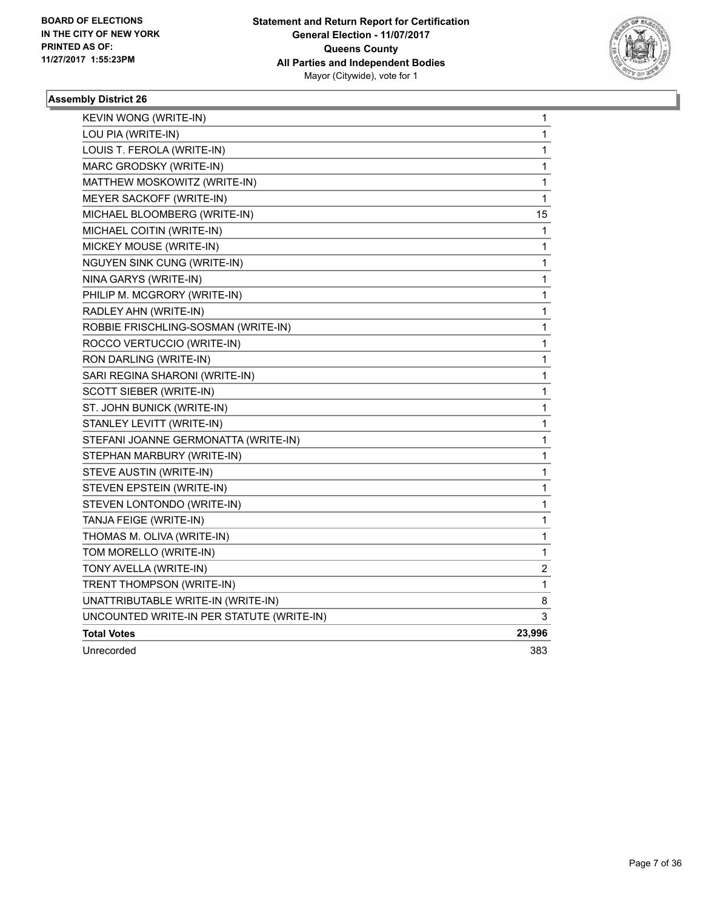BOARD OF ELECTIONS
IN THE CITY OF NEW YORK
PRINTED AS OF:
11/27/2017 1:55:23PM

**Statement and Return Report for Certification**
**General Election - 11/07/2017**
**Queens County**
**All Parties and Independent Bodies**
Mayor (Citywide), vote for 1

### Assembly District 26

| | |
|---|---|
| KEVIN WONG (WRITE-IN) | 1 |
| LOU PIA (WRITE-IN) | 1 |
| LOUIS T. FEROLA (WRITE-IN) | 1 |
| MARC GRODSKY (WRITE-IN) | 1 |
| MATTHEW MOSKOWITZ (WRITE-IN) | 1 |
| MEYER SACKOFF (WRITE-IN) | 1 |
| MICHAEL BLOOMBERG (WRITE-IN) | 15 |
| MICHAEL COITIN (WRITE-IN) | 1 |
| MICKEY MOUSE (WRITE-IN) | 1 |
| NGUYEN SINK CUNG (WRITE-IN) | 1 |
| NINA GARYS (WRITE-IN) | 1 |
| PHILIP M. MCGRORY (WRITE-IN) | 1 |
| RADLEY AHN (WRITE-IN) | 1 |
| ROBBIE FRISCHLING-SOSMAN (WRITE-IN) | 1 |
| ROCCO VERTUCCIO (WRITE-IN) | 1 |
| RON DARLING (WRITE-IN) | 1 |
| SARI REGINA SHARONI (WRITE-IN) | 1 |
| SCOTT SIEBER (WRITE-IN) | 1 |
| ST. JOHN BUNICK (WRITE-IN) | 1 |
| STANLEY LEVITT (WRITE-IN) | 1 |
| STEFANI JOANNE GERMONATTA (WRITE-IN) | 1 |
| STEPHAN MARBURY (WRITE-IN) | 1 |
| STEVE AUSTIN (WRITE-IN) | 1 |
| STEVEN EPSTEIN (WRITE-IN) | 1 |
| STEVEN LONTONDO (WRITE-IN) | 1 |
| TANJA FEIGE (WRITE-IN) | 1 |
| THOMAS M. OLIVA (WRITE-IN) | 1 |
| TOM MORELLO (WRITE-IN) | 1 |
| TONY AVELLA (WRITE-IN) | 2 |
| TRENT THOMPSON (WRITE-IN) | 1 |
| UNATTRIBUTABLE WRITE-IN (WRITE-IN) | 8 |
| UNCOUNTED WRITE-IN PER STATUTE (WRITE-IN) | 3 |
| **Total Votes** | **23,996** |
| Unrecorded | 383 |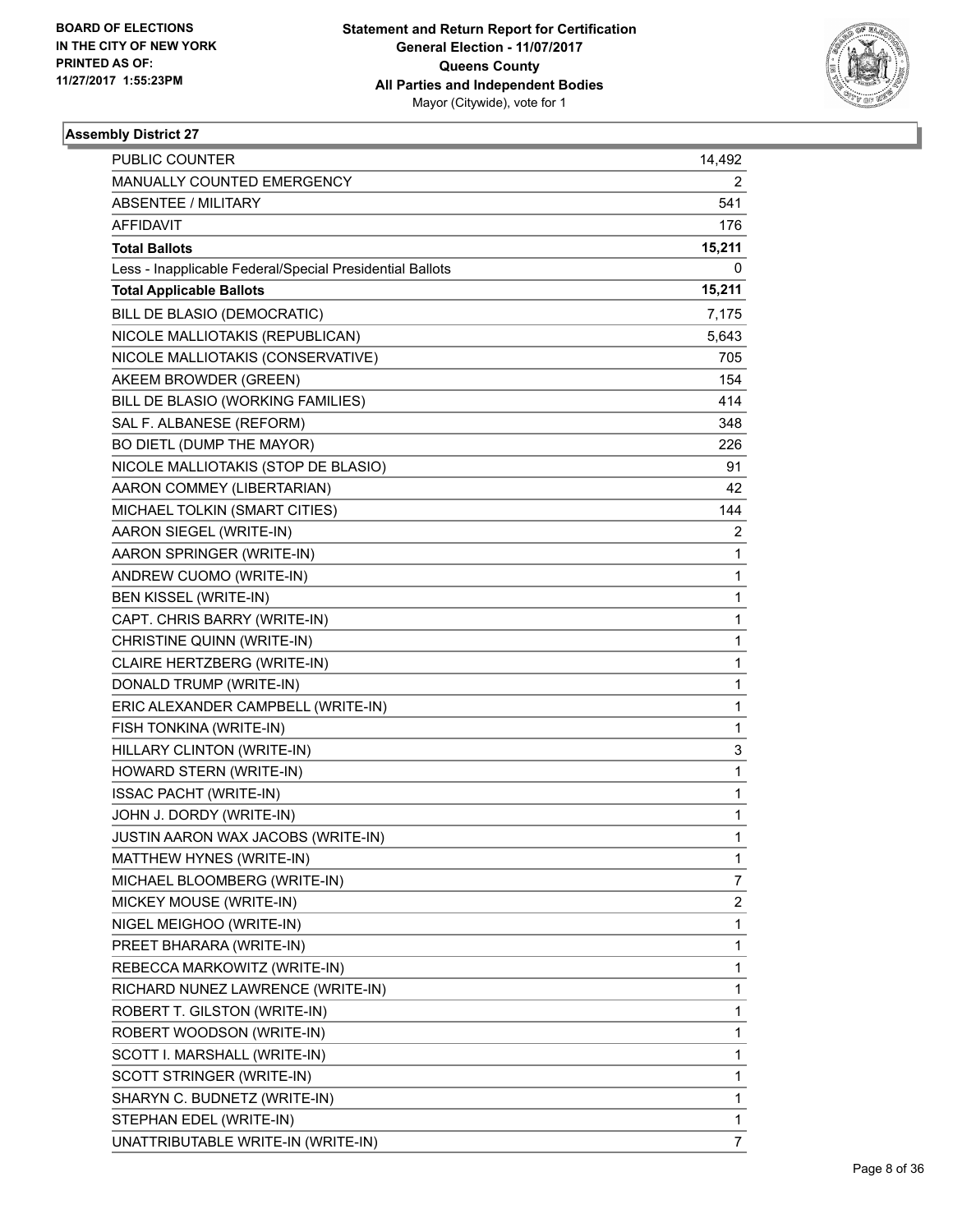BOARD OF ELECTIONS
IN THE CITY OF NEW YORK
PRINTED AS OF:
11/27/2017 1:55:23PM

**Statement and Return Report for Certification**
**General Election - 11/07/2017**
**Queens County**
**All Parties and Independent Bodies**
Mayor (Citywide), vote for 1

### Assembly District 27

| | |
|---|---|
| PUBLIC COUNTER | 14,492 |
| MANUALLY COUNTED EMERGENCY | 2 |
| ABSENTEE / MILITARY | 541 |
| AFFIDAVIT | 176 |
| **Total Ballots** | **15,211** |
| Less - Inapplicable Federal/Special Presidential Ballots | 0 |
| **Total Applicable Ballots** | **15,211** |
| BILL DE BLASIO (DEMOCRATIC) | 7,175 |
| NICOLE MALLIOTAKIS (REPUBLICAN) | 5,643 |
| NICOLE MALLIOTAKIS (CONSERVATIVE) | 705 |
| AKEEM BROWDER (GREEN) | 154 |
| BILL DE BLASIO (WORKING FAMILIES) | 414 |
| SAL F. ALBANESE (REFORM) | 348 |
| BO DIETL (DUMP THE MAYOR) | 226 |
| NICOLE MALLIOTAKIS (STOP DE BLASIO) | 91 |
| AARON COMMEY (LIBERTARIAN) | 42 |
| MICHAEL TOLKIN (SMART CITIES) | 144 |
| AARON SIEGEL (WRITE-IN) | 2 |
| AARON SPRINGER (WRITE-IN) | 1 |
| ANDREW CUOMO (WRITE-IN) | 1 |
| BEN KISSEL (WRITE-IN) | 1 |
| CAPT. CHRIS BARRY (WRITE-IN) | 1 |
| CHRISTINE QUINN (WRITE-IN) | 1 |
| CLAIRE HERTZBERG (WRITE-IN) | 1 |
| DONALD TRUMP (WRITE-IN) | 1 |
| ERIC ALEXANDER CAMPBELL (WRITE-IN) | 1 |
| FISH TONKINA (WRITE-IN) | 1 |
| HILLARY CLINTON (WRITE-IN) | 3 |
| HOWARD STERN (WRITE-IN) | 1 |
| ISSAC PACHT (WRITE-IN) | 1 |
| JOHN J. DORDY (WRITE-IN) | 1 |
| JUSTIN AARON WAX JACOBS (WRITE-IN) | 1 |
| MATTHEW HYNES (WRITE-IN) | 1 |
| MICHAEL BLOOMBERG (WRITE-IN) | 7 |
| MICKEY MOUSE (WRITE-IN) | 2 |
| NIGEL MEIGHOO (WRITE-IN) | 1 |
| PREET BHARARA (WRITE-IN) | 1 |
| REBECCA MARKOWITZ (WRITE-IN) | 1 |
| RICHARD NUNEZ LAWRENCE (WRITE-IN) | 1 |
| ROBERT T. GILSTON (WRITE-IN) | 1 |
| ROBERT WOODSON (WRITE-IN) | 1 |
| SCOTT I. MARSHALL (WRITE-IN) | 1 |
| SCOTT STRINGER (WRITE-IN) | 1 |
| SHARYN C. BUDNETZ (WRITE-IN) | 1 |
| STEPHAN EDEL (WRITE-IN) | 1 |
| UNATTRIBUTABLE WRITE-IN (WRITE-IN) | 7 |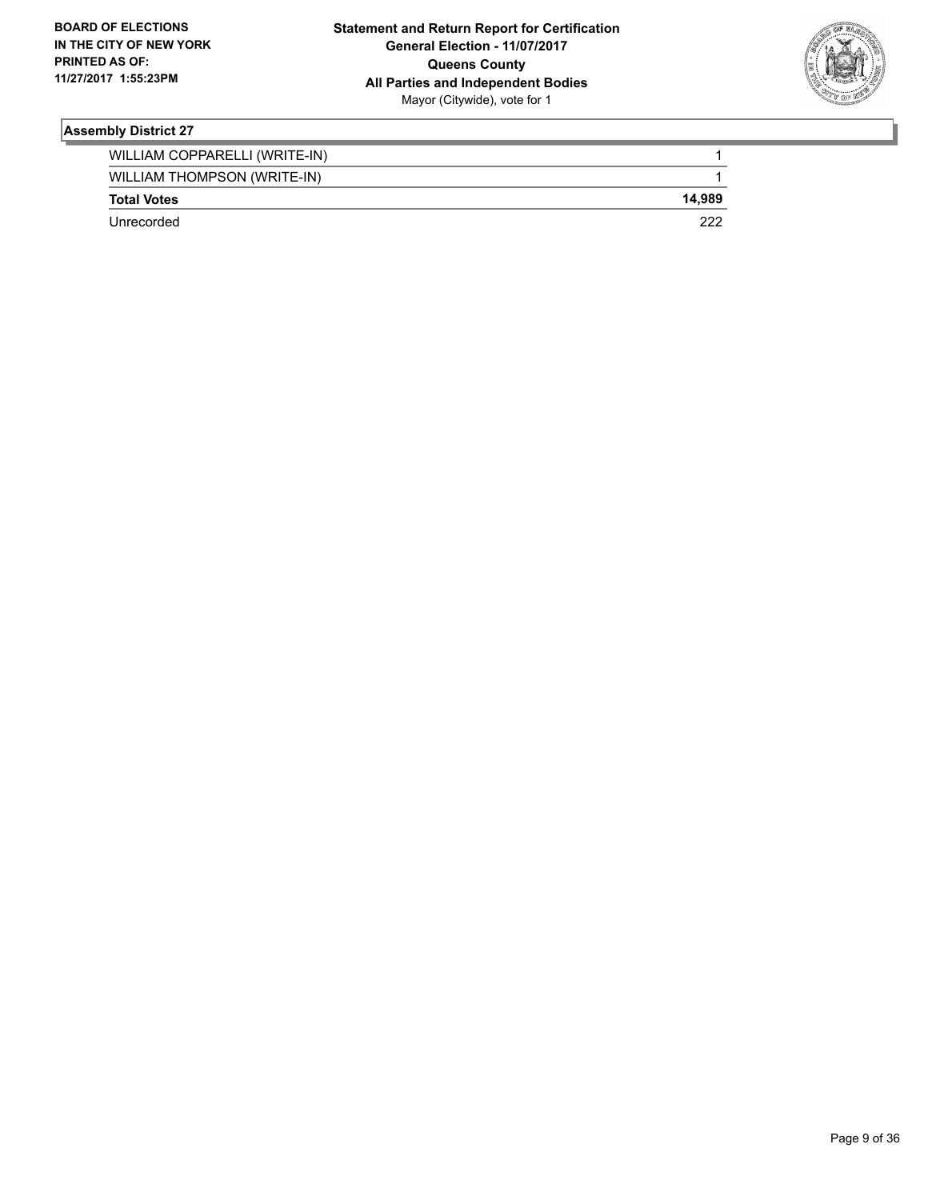## Assembly District 27

| | |
|---|---|
| WILLIAM COPPARELLI (WRITE-IN) | 1 |
| WILLIAM THOMPSON (WRITE-IN) | 1 |
| **Total Votes** | **14,989** |
| Unrecorded | 222 |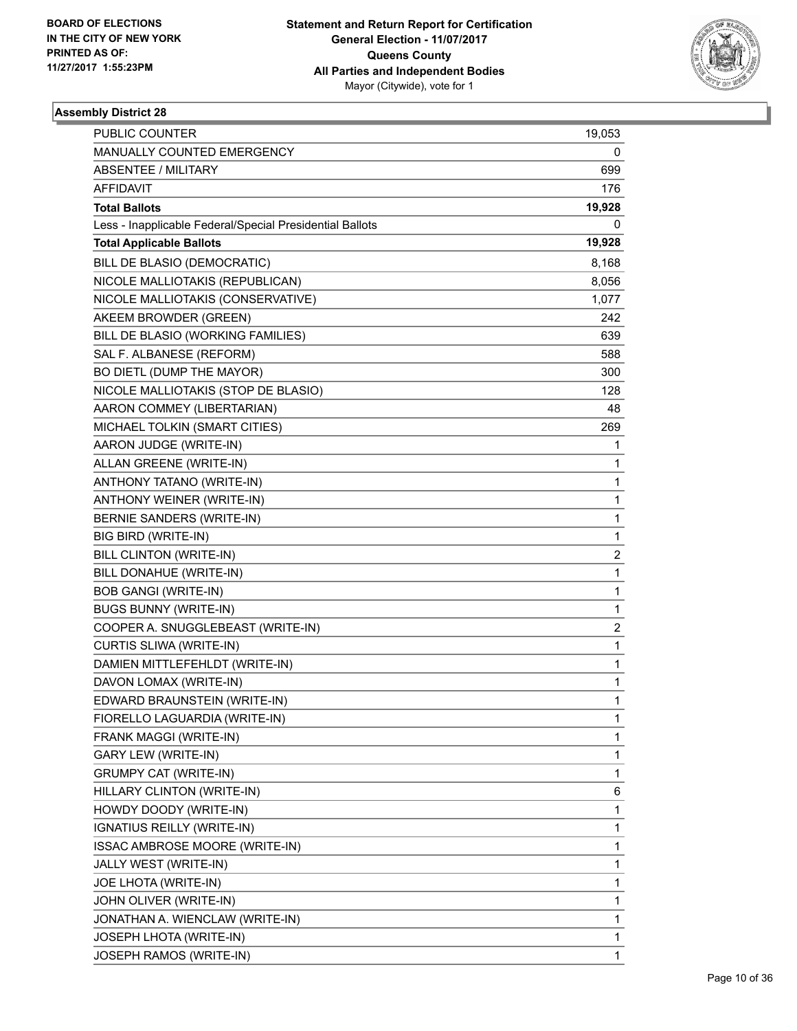BOARD OF ELECTIONS
IN THE CITY OF NEW YORK
PRINTED AS OF:
11/27/2017 1:55:23PM

**Statement and Return Report for Certification**
**General Election - 11/07/2017**
**Queens County**
**All Parties and Independent Bodies**
Mayor (Citywide), vote for 1

### Assembly District 28

| | |
|---|---|
| PUBLIC COUNTER | 19,053 |
| MANUALLY COUNTED EMERGENCY | 0 |
| ABSENTEE / MILITARY | 699 |
| AFFIDAVIT | 176 |
| **Total Ballots** | **19,928** |
| Less - Inapplicable Federal/Special Presidential Ballots | 0 |
| **Total Applicable Ballots** | **19,928** |
| BILL DE BLASIO (DEMOCRATIC) | 8,168 |
| NICOLE MALLIOTAKIS (REPUBLICAN) | 8,056 |
| NICOLE MALLIOTAKIS (CONSERVATIVE) | 1,077 |
| AKEEM BROWDER (GREEN) | 242 |
| BILL DE BLASIO (WORKING FAMILIES) | 639 |
| SAL F. ALBANESE (REFORM) | 588 |
| BO DIETL (DUMP THE MAYOR) | 300 |
| NICOLE MALLIOTAKIS (STOP DE BLASIO) | 128 |
| AARON COMMEY (LIBERTARIAN) | 48 |
| MICHAEL TOLKIN (SMART CITIES) | 269 |
| AARON JUDGE (WRITE-IN) | 1 |
| ALLAN GREENE (WRITE-IN) | 1 |
| ANTHONY TATANO (WRITE-IN) | 1 |
| ANTHONY WEINER (WRITE-IN) | 1 |
| BERNIE SANDERS (WRITE-IN) | 1 |
| BIG BIRD (WRITE-IN) | 1 |
| BILL CLINTON (WRITE-IN) | 2 |
| BILL DONAHUE (WRITE-IN) | 1 |
| BOB GANGI (WRITE-IN) | 1 |
| BUGS BUNNY (WRITE-IN) | 1 |
| COOPER A. SNUGGLEBEAST (WRITE-IN) | 2 |
| CURTIS SLIWA (WRITE-IN) | 1 |
| DAMIEN MITTLEFEHLDT (WRITE-IN) | 1 |
| DAVON LOMAX (WRITE-IN) | 1 |
| EDWARD BRAUNSTEIN (WRITE-IN) | 1 |
| FIORELLO LAGUARDIA (WRITE-IN) | 1 |
| FRANK MAGGI (WRITE-IN) | 1 |
| GARY LEW (WRITE-IN) | 1 |
| GRUMPY CAT (WRITE-IN) | 1 |
| HILLARY CLINTON (WRITE-IN) | 6 |
| HOWDY DOODY (WRITE-IN) | 1 |
| IGNATIUS REILLY (WRITE-IN) | 1 |
| ISSAC AMBROSE MOORE (WRITE-IN) | 1 |
| JALLY WEST (WRITE-IN) | 1 |
| JOE LHOTA (WRITE-IN) | 1 |
| JOHN OLIVER (WRITE-IN) | 1 |
| JONATHAN A. WIENCLAW (WRITE-IN) | 1 |
| JOSEPH LHOTA (WRITE-IN) | 1 |
| JOSEPH RAMOS (WRITE-IN) | 1 |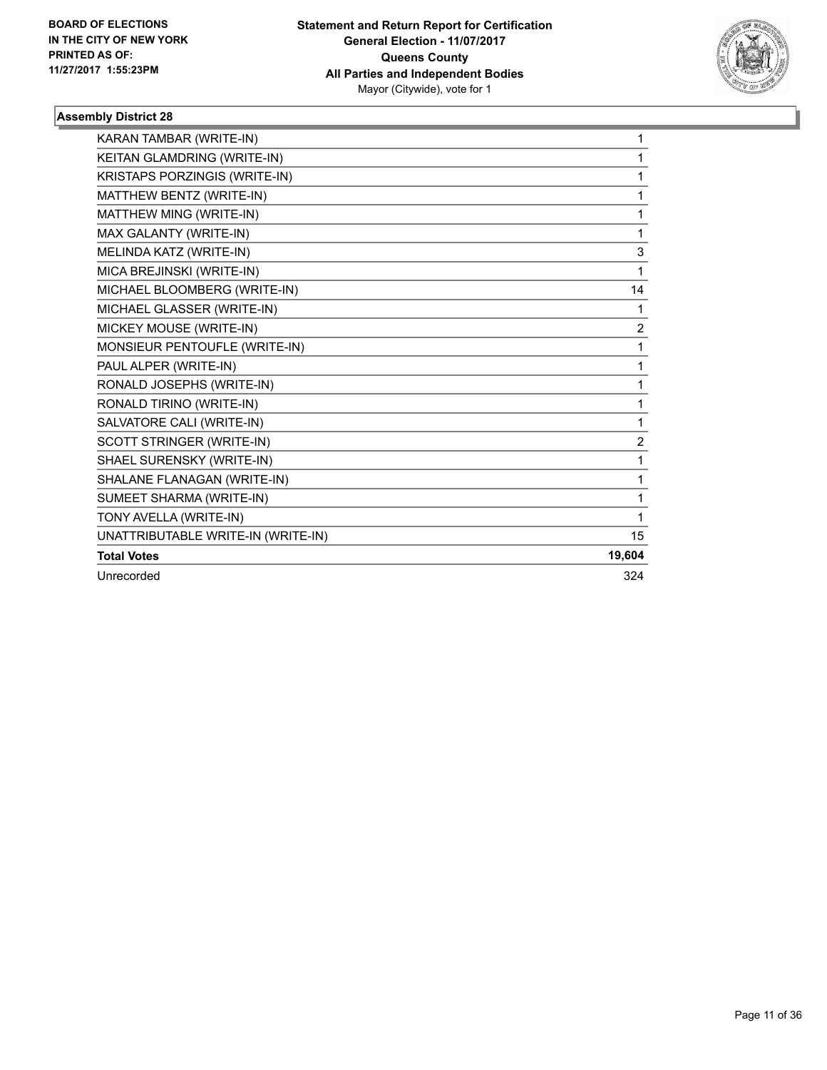BOARD OF ELECTIONS
IN THE CITY OF NEW YORK
PRINTED AS OF:
11/27/2017 1:55:23PM

**Statement and Return Report for Certification**
**General Election - 11/07/2017**
**Queens County**
**All Parties and Independent Bodies**
Mayor (Citywide), vote for 1

### Assembly District 28

| | |
|---|---|
| KARAN TAMBAR (WRITE-IN) | 1 |
| KEITAN GLAMDRING (WRITE-IN) | 1 |
| KRISTAPS PORZINGIS (WRITE-IN) | 1 |
| MATTHEW BENTZ (WRITE-IN) | 1 |
| MATTHEW MING (WRITE-IN) | 1 |
| MAX GALANTY (WRITE-IN) | 1 |
| MELINDA KATZ (WRITE-IN) | 3 |
| MICA BREJINSKI (WRITE-IN) | 1 |
| MICHAEL BLOOMBERG (WRITE-IN) | 14 |
| MICHAEL GLASSER (WRITE-IN) | 1 |
| MICKEY MOUSE (WRITE-IN) | 2 |
| MONSIEUR PENTOUFLE (WRITE-IN) | 1 |
| PAUL ALPER (WRITE-IN) | 1 |
| RONALD JOSEPHS (WRITE-IN) | 1 |
| RONALD TIRINO (WRITE-IN) | 1 |
| SALVATORE CALI (WRITE-IN) | 1 |
| SCOTT STRINGER (WRITE-IN) | 2 |
| SHAEL SURENSKY (WRITE-IN) | 1 |
| SHALANE FLANAGAN (WRITE-IN) | 1 |
| SUMEET SHARMA (WRITE-IN) | 1 |
| TONY AVELLA (WRITE-IN) | 1 |
| UNATTRIBUTABLE WRITE-IN (WRITE-IN) | 15 |
| **Total Votes** | **19,604** |
| Unrecorded | 324 |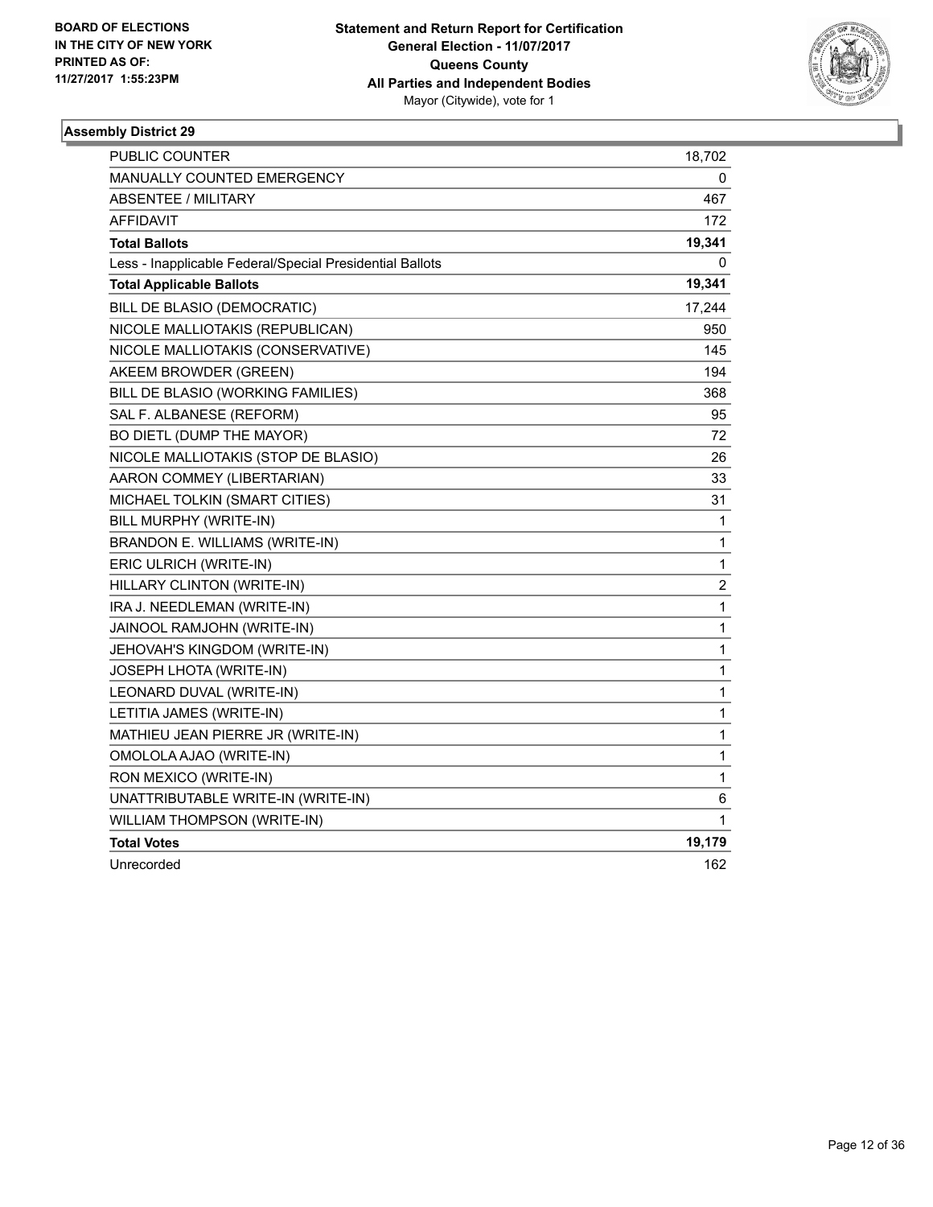BOARD OF ELECTIONS
IN THE CITY OF NEW YORK
PRINTED AS OF:
11/27/2017 1:55:23PM

**Statement and Return Report for Certification**
**General Election - 11/07/2017**
**Queens County**
**All Parties and Independent Bodies**
Mayor (Citywide), vote for 1

## Assembly District 29

| | |
|---|---|
| PUBLIC COUNTER | 18,702 |
| MANUALLY COUNTED EMERGENCY | 0 |
| ABSENTEE / MILITARY | 467 |
| AFFIDAVIT | 172 |
| **Total Ballots** | **19,341** |
| Less - Inapplicable Federal/Special Presidential Ballots | 0 |
| **Total Applicable Ballots** | **19,341** |
| BILL DE BLASIO (DEMOCRATIC) | 17,244 |
| NICOLE MALLIOTAKIS (REPUBLICAN) | 950 |
| NICOLE MALLIOTAKIS (CONSERVATIVE) | 145 |
| AKEEM BROWDER (GREEN) | 194 |
| BILL DE BLASIO (WORKING FAMILIES) | 368 |
| SAL F. ALBANESE (REFORM) | 95 |
| BO DIETL (DUMP THE MAYOR) | 72 |
| NICOLE MALLIOTAKIS (STOP DE BLASIO) | 26 |
| AARON COMMEY (LIBERTARIAN) | 33 |
| MICHAEL TOLKIN (SMART CITIES) | 31 |
| BILL MURPHY (WRITE-IN) | 1 |
| BRANDON E. WILLIAMS (WRITE-IN) | 1 |
| ERIC ULRICH (WRITE-IN) | 1 |
| HILLARY CLINTON (WRITE-IN) | 2 |
| IRA J. NEEDLEMAN (WRITE-IN) | 1 |
| JAINOOL RAMJOHN (WRITE-IN) | 1 |
| JEHOVAH'S KINGDOM (WRITE-IN) | 1 |
| JOSEPH LHOTA (WRITE-IN) | 1 |
| LEONARD DUVAL (WRITE-IN) | 1 |
| LETITIA JAMES (WRITE-IN) | 1 |
| MATHIEU JEAN PIERRE JR (WRITE-IN) | 1 |
| OMOLOLA AJAO (WRITE-IN) | 1 |
| RON MEXICO (WRITE-IN) | 1 |
| UNATTRIBUTABLE WRITE-IN (WRITE-IN) | 6 |
| WILLIAM THOMPSON (WRITE-IN) | 1 |
| **Total Votes** | **19,179** |
| Unrecorded | 162 |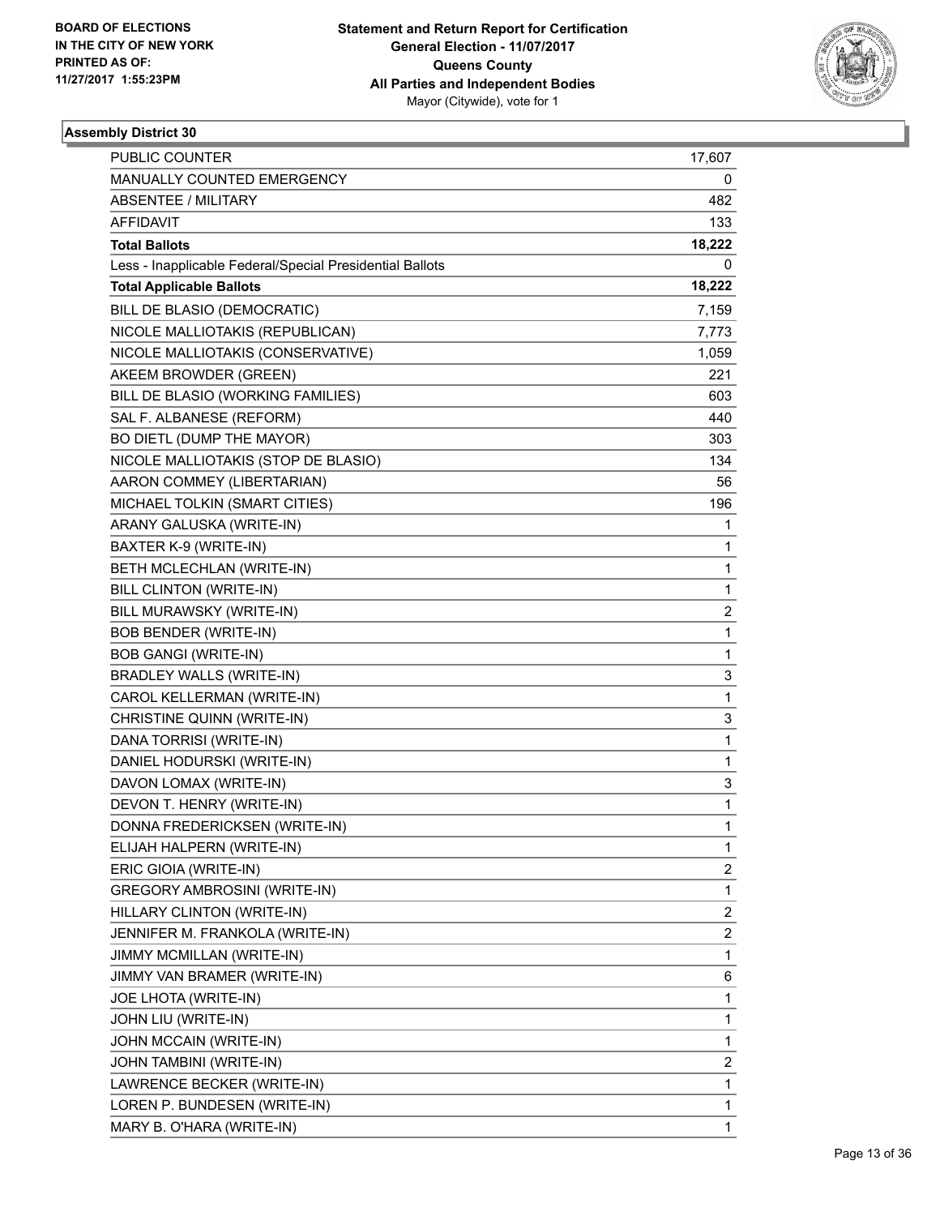BOARD OF ELECTIONS
IN THE CITY OF NEW YORK
PRINTED AS OF:
11/27/2017 1:55:23PM

**Statement and Return Report for Certification**
**General Election - 11/07/2017**
**Queens County**
**All Parties and Independent Bodies**
Mayor (Citywide), vote for 1

### Assembly District 30

| | |
|---|---|
| PUBLIC COUNTER | 17,607 |
| MANUALLY COUNTED EMERGENCY | 0 |
| ABSENTEE / MILITARY | 482 |
| AFFIDAVIT | 133 |
| **Total Ballots** | **18,222** |
| Less - Inapplicable Federal/Special Presidential Ballots | 0 |
| **Total Applicable Ballots** | **18,222** |
| BILL DE BLASIO (DEMOCRATIC) | 7,159 |
| NICOLE MALLIOTAKIS (REPUBLICAN) | 7,773 |
| NICOLE MALLIOTAKIS (CONSERVATIVE) | 1,059 |
| AKEEM BROWDER (GREEN) | 221 |
| BILL DE BLASIO (WORKING FAMILIES) | 603 |
| SAL F. ALBANESE (REFORM) | 440 |
| BO DIETL (DUMP THE MAYOR) | 303 |
| NICOLE MALLIOTAKIS (STOP DE BLASIO) | 134 |
| AARON COMMEY (LIBERTARIAN) | 56 |
| MICHAEL TOLKIN (SMART CITIES) | 196 |
| ARANY GALUSKA (WRITE-IN) | 1 |
| BAXTER K-9 (WRITE-IN) | 1 |
| BETH MCLECHLAN (WRITE-IN) | 1 |
| BILL CLINTON (WRITE-IN) | 1 |
| BILL MURAWSKY (WRITE-IN) | 2 |
| BOB BENDER (WRITE-IN) | 1 |
| BOB GANGI (WRITE-IN) | 1 |
| BRADLEY WALLS (WRITE-IN) | 3 |
| CAROL KELLERMAN (WRITE-IN) | 1 |
| CHRISTINE QUINN (WRITE-IN) | 3 |
| DANA TORRISI (WRITE-IN) | 1 |
| DANIEL HODURSKI (WRITE-IN) | 1 |
| DAVON LOMAX (WRITE-IN) | 3 |
| DEVON T. HENRY (WRITE-IN) | 1 |
| DONNA FREDERICKSEN (WRITE-IN) | 1 |
| ELIJAH HALPERN (WRITE-IN) | 1 |
| ERIC GIOIA (WRITE-IN) | 2 |
| GREGORY AMBROSINI (WRITE-IN) | 1 |
| HILLARY CLINTON (WRITE-IN) | 2 |
| JENNIFER M. FRANKOLA (WRITE-IN) | 2 |
| JIMMY MCMILLAN (WRITE-IN) | 1 |
| JIMMY VAN BRAMER (WRITE-IN) | 6 |
| JOE LHOTA (WRITE-IN) | 1 |
| JOHN LIU (WRITE-IN) | 1 |
| JOHN MCCAIN (WRITE-IN) | 1 |
| JOHN TAMBINI (WRITE-IN) | 2 |
| LAWRENCE BECKER (WRITE-IN) | 1 |
| LOREN P. BUNDESEN (WRITE-IN) | 1 |
| MARY B. O'HARA (WRITE-IN) | 1 |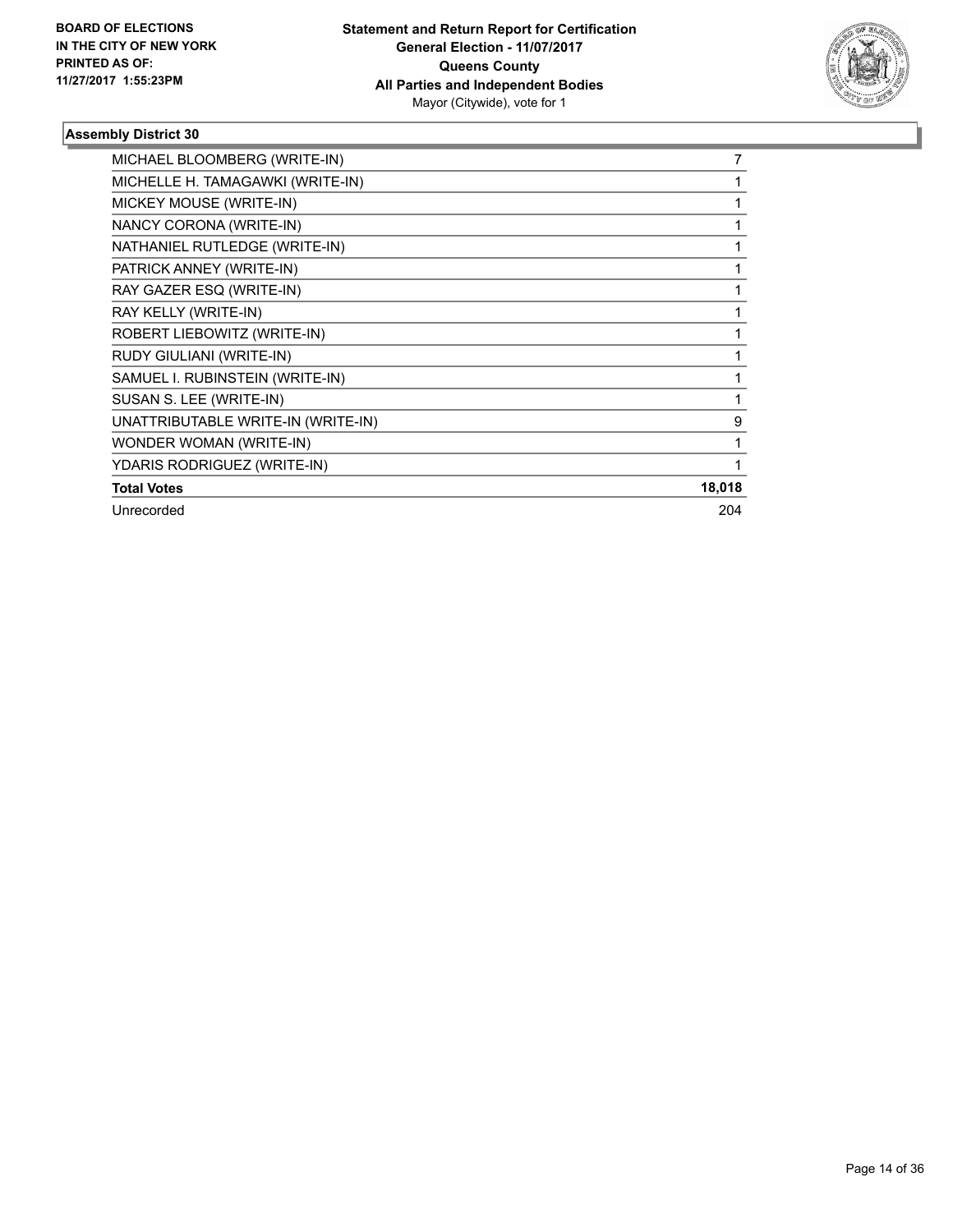## Assembly District 30

| | |
|---|---|
| MICHAEL BLOOMBERG (WRITE-IN) | 7 |
| MICHELLE H. TAMAGAWKI (WRITE-IN) | 1 |
| MICKEY MOUSE (WRITE-IN) | 1 |
| NANCY CORONA (WRITE-IN) | 1 |
| NATHANIEL RUTLEDGE (WRITE-IN) | 1 |
| PATRICK ANNEY (WRITE-IN) | 1 |
| RAY GAZER ESQ (WRITE-IN) | 1 |
| RAY KELLY (WRITE-IN) | 1 |
| ROBERT LIEBOWITZ (WRITE-IN) | 1 |
| RUDY GIULIANI (WRITE-IN) | 1 |
| SAMUEL I. RUBINSTEIN (WRITE-IN) | 1 |
| SUSAN S. LEE (WRITE-IN) | 1 |
| UNATTRIBUTABLE WRITE-IN (WRITE-IN) | 9 |
| WONDER WOMAN (WRITE-IN) | 1 |
| YDARIS RODRIGUEZ (WRITE-IN) | 1 |
| **Total Votes** | **18,018** |
| Unrecorded | 204 |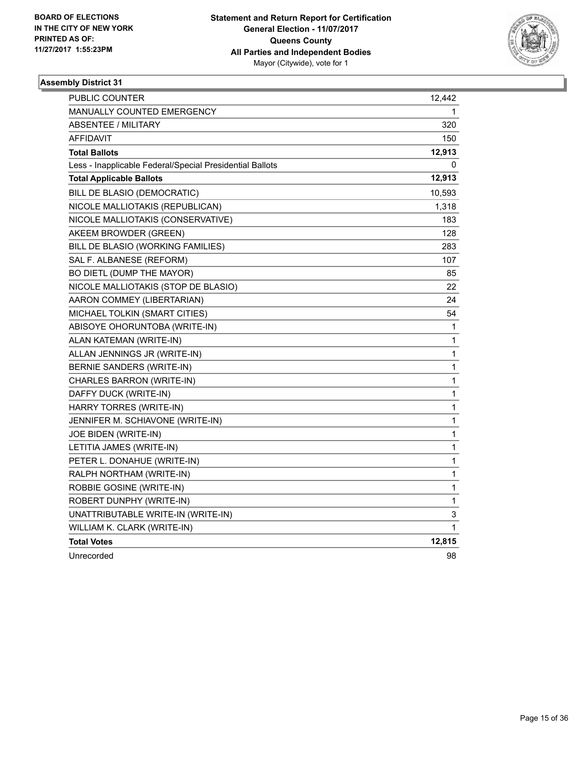BOARD OF ELECTIONS
IN THE CITY OF NEW YORK
PRINTED AS OF:
11/27/2017 1:55:23PM

**Statement and Return Report for Certification**
**General Election - 11/07/2017**
**Queens County**
**All Parties and Independent Bodies**
Mayor (Citywide), vote for 1

## Assembly District 31

| | |
|---|---|
| PUBLIC COUNTER | 12,442 |
| MANUALLY COUNTED EMERGENCY | 1 |
| ABSENTEE / MILITARY | 320 |
| AFFIDAVIT | 150 |
| **Total Ballots** | **12,913** |
| Less - Inapplicable Federal/Special Presidential Ballots | 0 |
| **Total Applicable Ballots** | **12,913** |
| BILL DE BLASIO (DEMOCRATIC) | 10,593 |
| NICOLE MALLIOTAKIS (REPUBLICAN) | 1,318 |
| NICOLE MALLIOTAKIS (CONSERVATIVE) | 183 |
| AKEEM BROWDER (GREEN) | 128 |
| BILL DE BLASIO (WORKING FAMILIES) | 283 |
| SAL F. ALBANESE (REFORM) | 107 |
| BO DIETL (DUMP THE MAYOR) | 85 |
| NICOLE MALLIOTAKIS (STOP DE BLASIO) | 22 |
| AARON COMMEY (LIBERTARIAN) | 24 |
| MICHAEL TOLKIN (SMART CITIES) | 54 |
| ABISOYE OHORUNTOBA (WRITE-IN) | 1 |
| ALAN KATEMAN (WRITE-IN) | 1 |
| ALLAN JENNINGS JR (WRITE-IN) | 1 |
| BERNIE SANDERS (WRITE-IN) | 1 |
| CHARLES BARRON (WRITE-IN) | 1 |
| DAFFY DUCK (WRITE-IN) | 1 |
| HARRY TORRES (WRITE-IN) | 1 |
| JENNIFER M. SCHIAVONE (WRITE-IN) | 1 |
| JOE BIDEN (WRITE-IN) | 1 |
| LETITIA JAMES (WRITE-IN) | 1 |
| PETER L. DONAHUE (WRITE-IN) | 1 |
| RALPH NORTHAM (WRITE-IN) | 1 |
| ROBBIE GOSINE (WRITE-IN) | 1 |
| ROBERT DUNPHY (WRITE-IN) | 1 |
| UNATTRIBUTABLE WRITE-IN (WRITE-IN) | 3 |
| WILLIAM K. CLARK (WRITE-IN) | 1 |
| **Total Votes** | **12,815** |
| Unrecorded | 98 |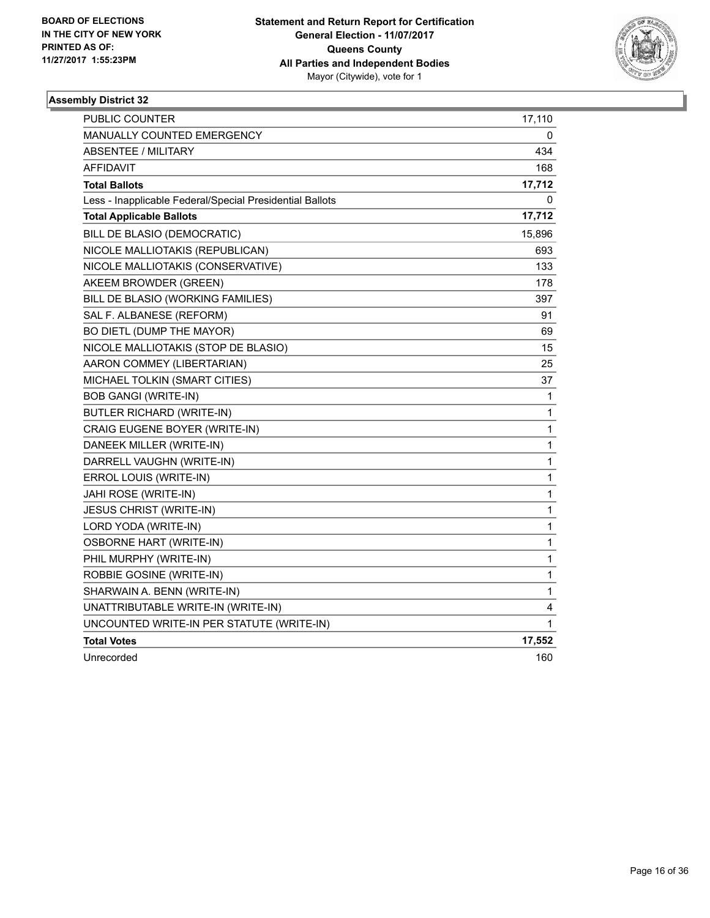BOARD OF ELECTIONS
IN THE CITY OF NEW YORK
PRINTED AS OF:
11/27/2017 1:55:23PM

**Statement and Return Report for Certification**
**General Election - 11/07/2017**
**Queens County**
**All Parties and Independent Bodies**
Mayor (Citywide), vote for 1

### Assembly District 32

| | |
|---|---|
| PUBLIC COUNTER | 17,110 |
| MANUALLY COUNTED EMERGENCY | 0 |
| ABSENTEE / MILITARY | 434 |
| AFFIDAVIT | 168 |
| **Total Ballots** | **17,712** |
| Less - Inapplicable Federal/Special Presidential Ballots | 0 |
| **Total Applicable Ballots** | **17,712** |
| BILL DE BLASIO (DEMOCRATIC) | 15,896 |
| NICOLE MALLIOTAKIS (REPUBLICAN) | 693 |
| NICOLE MALLIOTAKIS (CONSERVATIVE) | 133 |
| AKEEM BROWDER (GREEN) | 178 |
| BILL DE BLASIO (WORKING FAMILIES) | 397 |
| SAL F. ALBANESE (REFORM) | 91 |
| BO DIETL (DUMP THE MAYOR) | 69 |
| NICOLE MALLIOTAKIS (STOP DE BLASIO) | 15 |
| AARON COMMEY (LIBERTARIAN) | 25 |
| MICHAEL TOLKIN (SMART CITIES) | 37 |
| BOB GANGI (WRITE-IN) | 1 |
| BUTLER RICHARD (WRITE-IN) | 1 |
| CRAIG EUGENE BOYER (WRITE-IN) | 1 |
| DANEEK MILLER (WRITE-IN) | 1 |
| DARRELL VAUGHN (WRITE-IN) | 1 |
| ERROL LOUIS (WRITE-IN) | 1 |
| JAHI ROSE (WRITE-IN) | 1 |
| JESUS CHRIST (WRITE-IN) | 1 |
| LORD YODA (WRITE-IN) | 1 |
| OSBORNE HART (WRITE-IN) | 1 |
| PHIL MURPHY (WRITE-IN) | 1 |
| ROBBIE GOSINE (WRITE-IN) | 1 |
| SHARWAIN A. BENN (WRITE-IN) | 1 |
| UNATTRIBUTABLE WRITE-IN (WRITE-IN) | 4 |
| UNCOUNTED WRITE-IN PER STATUTE (WRITE-IN) | 1 |
| **Total Votes** | **17,552** |
| Unrecorded | 160 |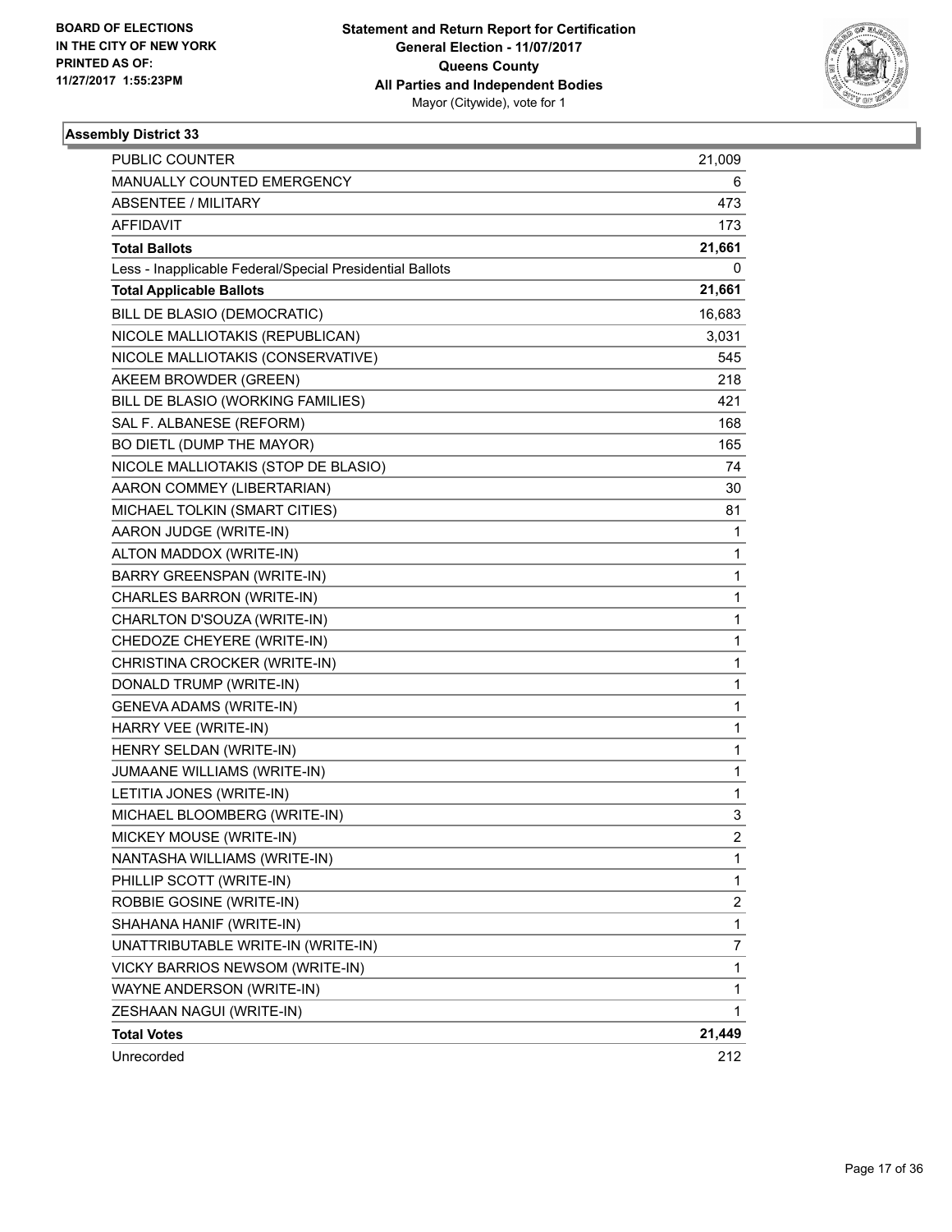BOARD OF ELECTIONS
IN THE CITY OF NEW YORK
PRINTED AS OF:
11/27/2017 1:55:23PM

**Statement and Return Report for Certification**
**General Election - 11/07/2017**
**Queens County**
**All Parties and Independent Bodies**
Mayor (Citywide), vote for 1

### Assembly District 33

| | |
|---|---|
| PUBLIC COUNTER | 21,009 |
| MANUALLY COUNTED EMERGENCY | 6 |
| ABSENTEE / MILITARY | 473 |
| AFFIDAVIT | 173 |
| **Total Ballots** | **21,661** |
| Less - Inapplicable Federal/Special Presidential Ballots | 0 |
| **Total Applicable Ballots** | **21,661** |
| BILL DE BLASIO (DEMOCRATIC) | 16,683 |
| NICOLE MALLIOTAKIS (REPUBLICAN) | 3,031 |
| NICOLE MALLIOTAKIS (CONSERVATIVE) | 545 |
| AKEEM BROWDER (GREEN) | 218 |
| BILL DE BLASIO (WORKING FAMILIES) | 421 |
| SAL F. ALBANESE (REFORM) | 168 |
| BO DIETL (DUMP THE MAYOR) | 165 |
| NICOLE MALLIOTAKIS (STOP DE BLASIO) | 74 |
| AARON COMMEY (LIBERTARIAN) | 30 |
| MICHAEL TOLKIN (SMART CITIES) | 81 |
| AARON JUDGE (WRITE-IN) | 1 |
| ALTON MADDOX (WRITE-IN) | 1 |
| BARRY GREENSPAN (WRITE-IN) | 1 |
| CHARLES BARRON (WRITE-IN) | 1 |
| CHARLTON D'SOUZA (WRITE-IN) | 1 |
| CHEDOZE CHEYERE (WRITE-IN) | 1 |
| CHRISTINA CROCKER (WRITE-IN) | 1 |
| DONALD TRUMP (WRITE-IN) | 1 |
| GENEVA ADAMS (WRITE-IN) | 1 |
| HARRY VEE (WRITE-IN) | 1 |
| HENRY SELDAN (WRITE-IN) | 1 |
| JUMAANE WILLIAMS (WRITE-IN) | 1 |
| LETITIA JONES (WRITE-IN) | 1 |
| MICHAEL BLOOMBERG (WRITE-IN) | 3 |
| MICKEY MOUSE (WRITE-IN) | 2 |
| NANTASHA WILLIAMS (WRITE-IN) | 1 |
| PHILLIP SCOTT (WRITE-IN) | 1 |
| ROBBIE GOSINE (WRITE-IN) | 2 |
| SHAHANA HANIF (WRITE-IN) | 1 |
| UNATTRIBUTABLE WRITE-IN (WRITE-IN) | 7 |
| VICKY BARRIOS NEWSOM (WRITE-IN) | 1 |
| WAYNE ANDERSON (WRITE-IN) | 1 |
| ZESHAAN NAGUI (WRITE-IN) | 1 |
| **Total Votes** | **21,449** |
| Unrecorded | 212 |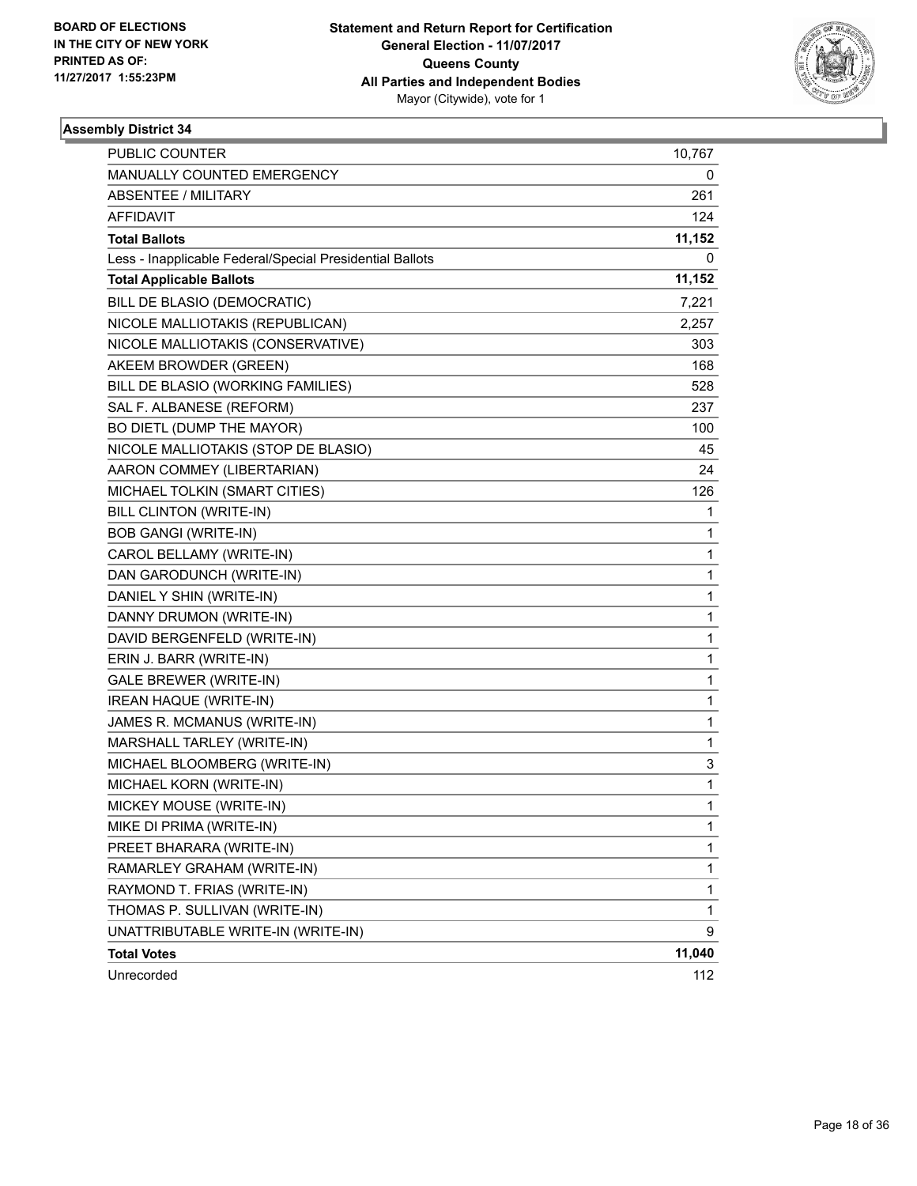BOARD OF ELECTIONS
IN THE CITY OF NEW YORK
PRINTED AS OF:
11/27/2017 1:55:23PM

**Statement and Return Report for Certification**
**General Election - 11/07/2017**
**Queens County**
**All Parties and Independent Bodies**
Mayor (Citywide), vote for 1

### Assembly District 34

| | |
|---|---|
| PUBLIC COUNTER | 10,767 |
| MANUALLY COUNTED EMERGENCY | 0 |
| ABSENTEE / MILITARY | 261 |
| AFFIDAVIT | 124 |
| **Total Ballots** | **11,152** |
| Less - Inapplicable Federal/Special Presidential Ballots | 0 |
| **Total Applicable Ballots** | **11,152** |
| BILL DE BLASIO (DEMOCRATIC) | 7,221 |
| NICOLE MALLIOTAKIS (REPUBLICAN) | 2,257 |
| NICOLE MALLIOTAKIS (CONSERVATIVE) | 303 |
| AKEEM BROWDER (GREEN) | 168 |
| BILL DE BLASIO (WORKING FAMILIES) | 528 |
| SAL F. ALBANESE (REFORM) | 237 |
| BO DIETL (DUMP THE MAYOR) | 100 |
| NICOLE MALLIOTAKIS (STOP DE BLASIO) | 45 |
| AARON COMMEY (LIBERTARIAN) | 24 |
| MICHAEL TOLKIN (SMART CITIES) | 126 |
| BILL CLINTON (WRITE-IN) | 1 |
| BOB GANGI (WRITE-IN) | 1 |
| CAROL BELLAMY (WRITE-IN) | 1 |
| DAN GARODUNCH (WRITE-IN) | 1 |
| DANIEL Y SHIN (WRITE-IN) | 1 |
| DANNY DRUMON (WRITE-IN) | 1 |
| DAVID BERGENFELD (WRITE-IN) | 1 |
| ERIN J. BARR (WRITE-IN) | 1 |
| GALE BREWER (WRITE-IN) | 1 |
| IREAN HAQUE (WRITE-IN) | 1 |
| JAMES R. MCMANUS (WRITE-IN) | 1 |
| MARSHALL TARLEY (WRITE-IN) | 1 |
| MICHAEL BLOOMBERG (WRITE-IN) | 3 |
| MICHAEL KORN (WRITE-IN) | 1 |
| MICKEY MOUSE (WRITE-IN) | 1 |
| MIKE DI PRIMA (WRITE-IN) | 1 |
| PREET BHARARA (WRITE-IN) | 1 |
| RAMARLEY GRAHAM (WRITE-IN) | 1 |
| RAYMOND T. FRIAS (WRITE-IN) | 1 |
| THOMAS P. SULLIVAN (WRITE-IN) | 1 |
| UNATTRIBUTABLE WRITE-IN (WRITE-IN) | 9 |
| **Total Votes** | **11,040** |
| Unrecorded | 112 |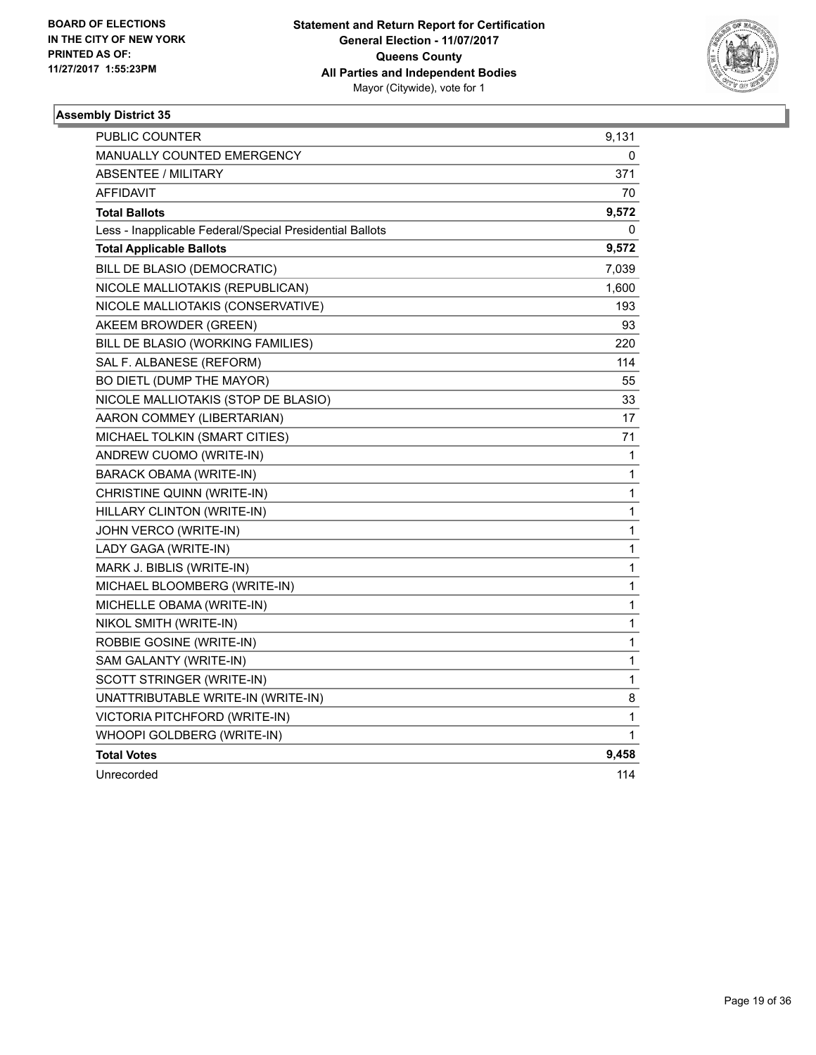BOARD OF ELECTIONS
IN THE CITY OF NEW YORK
PRINTED AS OF:
11/27/2017 1:55:23PM

**Statement and Return Report for Certification**
**General Election - 11/07/2017**
**Queens County**
**All Parties and Independent Bodies**
Mayor (Citywide), vote for 1

### Assembly District 35

| | |
|---|---|
| PUBLIC COUNTER | 9,131 |
| MANUALLY COUNTED EMERGENCY | 0 |
| ABSENTEE / MILITARY | 371 |
| AFFIDAVIT | 70 |
| **Total Ballots** | **9,572** |
| Less - Inapplicable Federal/Special Presidential Ballots | 0 |
| **Total Applicable Ballots** | **9,572** |
| BILL DE BLASIO (DEMOCRATIC) | 7,039 |
| NICOLE MALLIOTAKIS (REPUBLICAN) | 1,600 |
| NICOLE MALLIOTAKIS (CONSERVATIVE) | 193 |
| AKEEM BROWDER (GREEN) | 93 |
| BILL DE BLASIO (WORKING FAMILIES) | 220 |
| SAL F. ALBANESE (REFORM) | 114 |
| BO DIETL (DUMP THE MAYOR) | 55 |
| NICOLE MALLIOTAKIS (STOP DE BLASIO) | 33 |
| AARON COMMEY (LIBERTARIAN) | 17 |
| MICHAEL TOLKIN (SMART CITIES) | 71 |
| ANDREW CUOMO (WRITE-IN) | 1 |
| BARACK OBAMA (WRITE-IN) | 1 |
| CHRISTINE QUINN (WRITE-IN) | 1 |
| HILLARY CLINTON (WRITE-IN) | 1 |
| JOHN VERCO (WRITE-IN) | 1 |
| LADY GAGA (WRITE-IN) | 1 |
| MARK J. BIBLIS (WRITE-IN) | 1 |
| MICHAEL BLOOMBERG (WRITE-IN) | 1 |
| MICHELLE OBAMA (WRITE-IN) | 1 |
| NIKOL SMITH (WRITE-IN) | 1 |
| ROBBIE GOSINE (WRITE-IN) | 1 |
| SAM GALANTY (WRITE-IN) | 1 |
| SCOTT STRINGER (WRITE-IN) | 1 |
| UNATTRIBUTABLE WRITE-IN (WRITE-IN) | 8 |
| VICTORIA PITCHFORD (WRITE-IN) | 1 |
| WHOOPI GOLDBERG (WRITE-IN) | 1 |
| **Total Votes** | **9,458** |
| Unrecorded | 114 |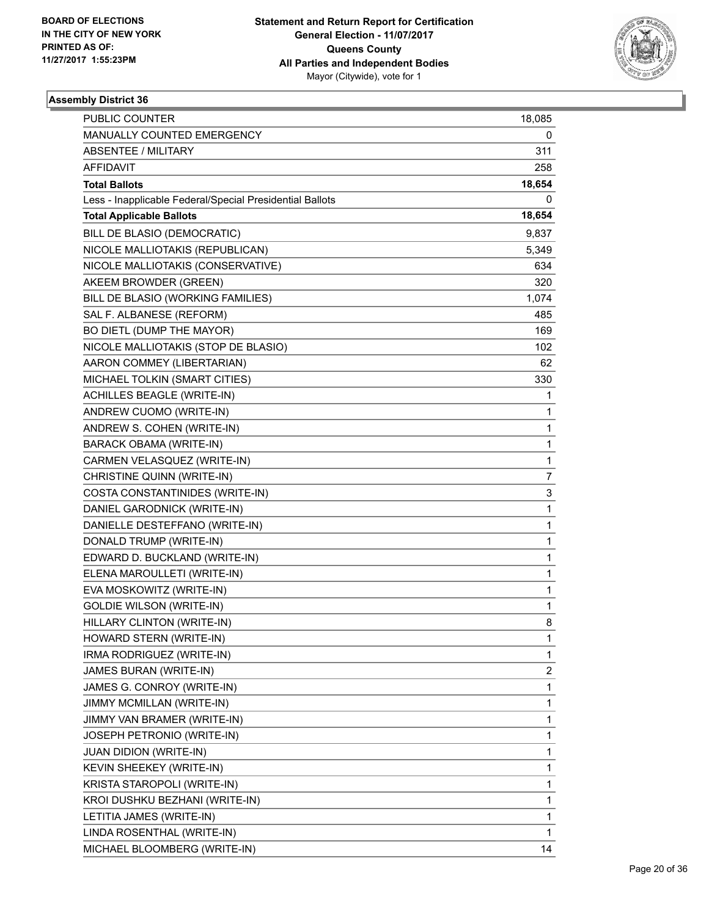BOARD OF ELECTIONS
IN THE CITY OF NEW YORK
PRINTED AS OF:
11/27/2017 1:55:23PM

**Statement and Return Report for Certification**
**General Election - 11/07/2017**
**Queens County**
**All Parties and Independent Bodies**
Mayor (Citywide), vote for 1

### Assembly District 36

| | |
|---|---|
| PUBLIC COUNTER | 18,085 |
| MANUALLY COUNTED EMERGENCY | 0 |
| ABSENTEE / MILITARY | 311 |
| AFFIDAVIT | 258 |
| **Total Ballots** | **18,654** |
| Less - Inapplicable Federal/Special Presidential Ballots | 0 |
| **Total Applicable Ballots** | **18,654** |
| BILL DE BLASIO (DEMOCRATIC) | 9,837 |
| NICOLE MALLIOTAKIS (REPUBLICAN) | 5,349 |
| NICOLE MALLIOTAKIS (CONSERVATIVE) | 634 |
| AKEEM BROWDER (GREEN) | 320 |
| BILL DE BLASIO (WORKING FAMILIES) | 1,074 |
| SAL F. ALBANESE (REFORM) | 485 |
| BO DIETL (DUMP THE MAYOR) | 169 |
| NICOLE MALLIOTAKIS (STOP DE BLASIO) | 102 |
| AARON COMMEY (LIBERTARIAN) | 62 |
| MICHAEL TOLKIN (SMART CITIES) | 330 |
| ACHILLES BEAGLE (WRITE-IN) | 1 |
| ANDREW CUOMO (WRITE-IN) | 1 |
| ANDREW S. COHEN (WRITE-IN) | 1 |
| BARACK OBAMA (WRITE-IN) | 1 |
| CARMEN VELASQUEZ (WRITE-IN) | 1 |
| CHRISTINE QUINN (WRITE-IN) | 7 |
| COSTA CONSTANTINIDES (WRITE-IN) | 3 |
| DANIEL GARODNICK (WRITE-IN) | 1 |
| DANIELLE DESTEFFANO (WRITE-IN) | 1 |
| DONALD TRUMP (WRITE-IN) | 1 |
| EDWARD D. BUCKLAND (WRITE-IN) | 1 |
| ELENA MAROULLETI (WRITE-IN) | 1 |
| EVA MOSKOWITZ (WRITE-IN) | 1 |
| GOLDIE WILSON (WRITE-IN) | 1 |
| HILLARY CLINTON (WRITE-IN) | 8 |
| HOWARD STERN (WRITE-IN) | 1 |
| IRMA RODRIGUEZ (WRITE-IN) | 1 |
| JAMES BURAN (WRITE-IN) | 2 |
| JAMES G. CONROY (WRITE-IN) | 1 |
| JIMMY MCMILLAN (WRITE-IN) | 1 |
| JIMMY VAN BRAMER (WRITE-IN) | 1 |
| JOSEPH PETRONIO (WRITE-IN) | 1 |
| JUAN DIDION (WRITE-IN) | 1 |
| KEVIN SHEEKEY (WRITE-IN) | 1 |
| KRISTA STAROPOLI (WRITE-IN) | 1 |
| KROI DUSHKU BEZHANI (WRITE-IN) | 1 |
| LETITIA JAMES (WRITE-IN) | 1 |
| LINDA ROSENTHAL (WRITE-IN) | 1 |
| MICHAEL BLOOMBERG (WRITE-IN) | 14 |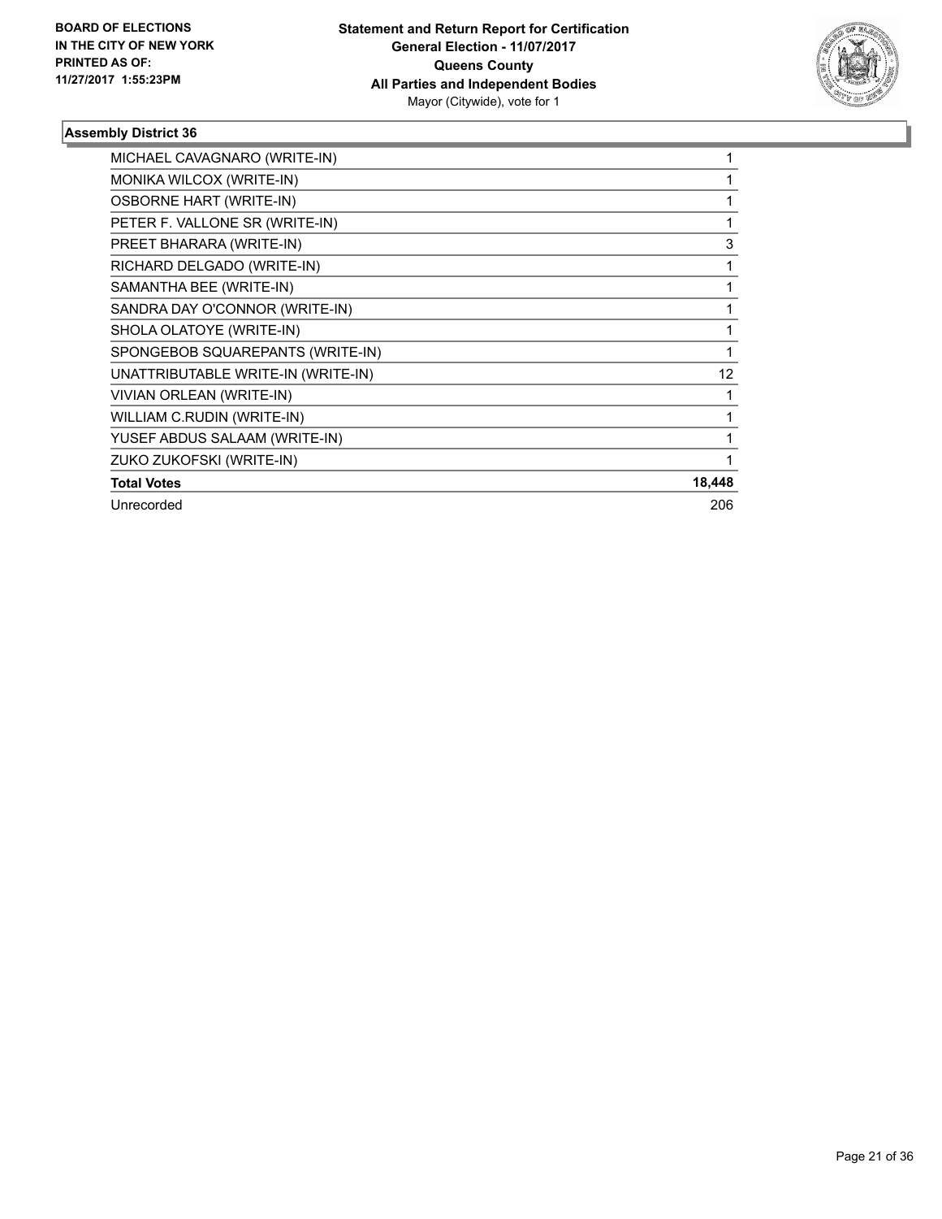**BOARD OF ELECTIONS IN THE CITY OF NEW YORK PRINTED AS OF: 11/27/2017 1:55:23PM**

**Statement and Return Report for Certification**
**General Election - 11/07/2017**
**Queens County**
**All Parties and Independent Bodies**
Mayor (Citywide), vote for 1

### Assembly District 36

| | |
|---|---|
| MICHAEL CAVAGNARO (WRITE-IN) | 1 |
| MONIKA WILCOX (WRITE-IN) | 1 |
| OSBORNE HART (WRITE-IN) | 1 |
| PETER F. VALLONE SR (WRITE-IN) | 1 |
| PREET BHARARA (WRITE-IN) | 3 |
| RICHARD DELGADO (WRITE-IN) | 1 |
| SAMANTHA BEE (WRITE-IN) | 1 |
| SANDRA DAY O'CONNOR (WRITE-IN) | 1 |
| SHOLA OLATOYE (WRITE-IN) | 1 |
| SPONGEBOB SQUAREPANTS (WRITE-IN) | 1 |
| UNATTRIBUTABLE WRITE-IN (WRITE-IN) | 12 |
| VIVIAN ORLEAN (WRITE-IN) | 1 |
| WILLIAM C.RUDIN (WRITE-IN) | 1 |
| YUSEF ABDUS SALAAM (WRITE-IN) | 1 |
| ZUKO ZUKOFSKI (WRITE-IN) | 1 |
| **Total Votes** | **18,448** |
| Unrecorded | 206 |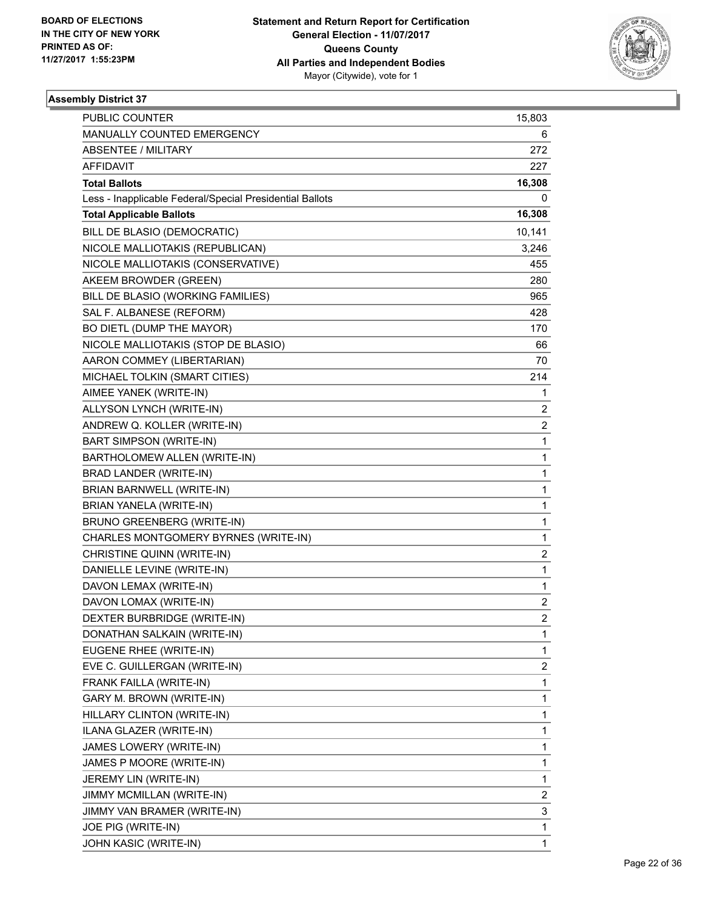BOARD OF ELECTIONS
IN THE CITY OF NEW YORK
PRINTED AS OF:
11/27/2017 1:55:23PM

**Statement and Return Report for Certification**
**General Election - 11/07/2017**
**Queens County**
**All Parties and Independent Bodies**
Mayor (Citywide), vote for 1

**Assembly District 37**

| | |
|---|---|
| PUBLIC COUNTER | 15,803 |
| MANUALLY COUNTED EMERGENCY | 6 |
| ABSENTEE / MILITARY | 272 |
| AFFIDAVIT | 227 |
| **Total Ballots** | **16,308** |
| Less - Inapplicable Federal/Special Presidential Ballots | 0 |
| **Total Applicable Ballots** | **16,308** |
| BILL DE BLASIO (DEMOCRATIC) | 10,141 |
| NICOLE MALLIOTAKIS (REPUBLICAN) | 3,246 |
| NICOLE MALLIOTAKIS (CONSERVATIVE) | 455 |
| AKEEM BROWDER (GREEN) | 280 |
| BILL DE BLASIO (WORKING FAMILIES) | 965 |
| SAL F. ALBANESE (REFORM) | 428 |
| BO DIETL (DUMP THE MAYOR) | 170 |
| NICOLE MALLIOTAKIS (STOP DE BLASIO) | 66 |
| AARON COMMEY (LIBERTARIAN) | 70 |
| MICHAEL TOLKIN (SMART CITIES) | 214 |
| AIMEE YANEK (WRITE-IN) | 1 |
| ALLYSON LYNCH (WRITE-IN) | 2 |
| ANDREW Q. KOLLER (WRITE-IN) | 2 |
| BART SIMPSON (WRITE-IN) | 1 |
| BARTHOLOMEW ALLEN (WRITE-IN) | 1 |
| BRAD LANDER (WRITE-IN) | 1 |
| BRIAN BARNWELL (WRITE-IN) | 1 |
| BRIAN YANELA (WRITE-IN) | 1 |
| BRUNO GREENBERG (WRITE-IN) | 1 |
| CHARLES MONTGOMERY BYRNES (WRITE-IN) | 1 |
| CHRISTINE QUINN (WRITE-IN) | 2 |
| DANIELLE LEVINE (WRITE-IN) | 1 |
| DAVON LEMAX (WRITE-IN) | 1 |
| DAVON LOMAX (WRITE-IN) | 2 |
| DEXTER BURBRIDGE (WRITE-IN) | 2 |
| DONATHAN SALKAIN (WRITE-IN) | 1 |
| EUGENE RHEE (WRITE-IN) | 1 |
| EVE C. GUILLERGAN (WRITE-IN) | 2 |
| FRANK FAILLA (WRITE-IN) | 1 |
| GARY M. BROWN (WRITE-IN) | 1 |
| HILLARY CLINTON (WRITE-IN) | 1 |
| ILANA GLAZER (WRITE-IN) | 1 |
| JAMES LOWERY (WRITE-IN) | 1 |
| JAMES P MOORE (WRITE-IN) | 1 |
| JEREMY LIN (WRITE-IN) | 1 |
| JIMMY MCMILLAN (WRITE-IN) | 2 |
| JIMMY VAN BRAMER (WRITE-IN) | 3 |
| JOE PIG (WRITE-IN) | 1 |
| JOHN KASIC (WRITE-IN) | 1 |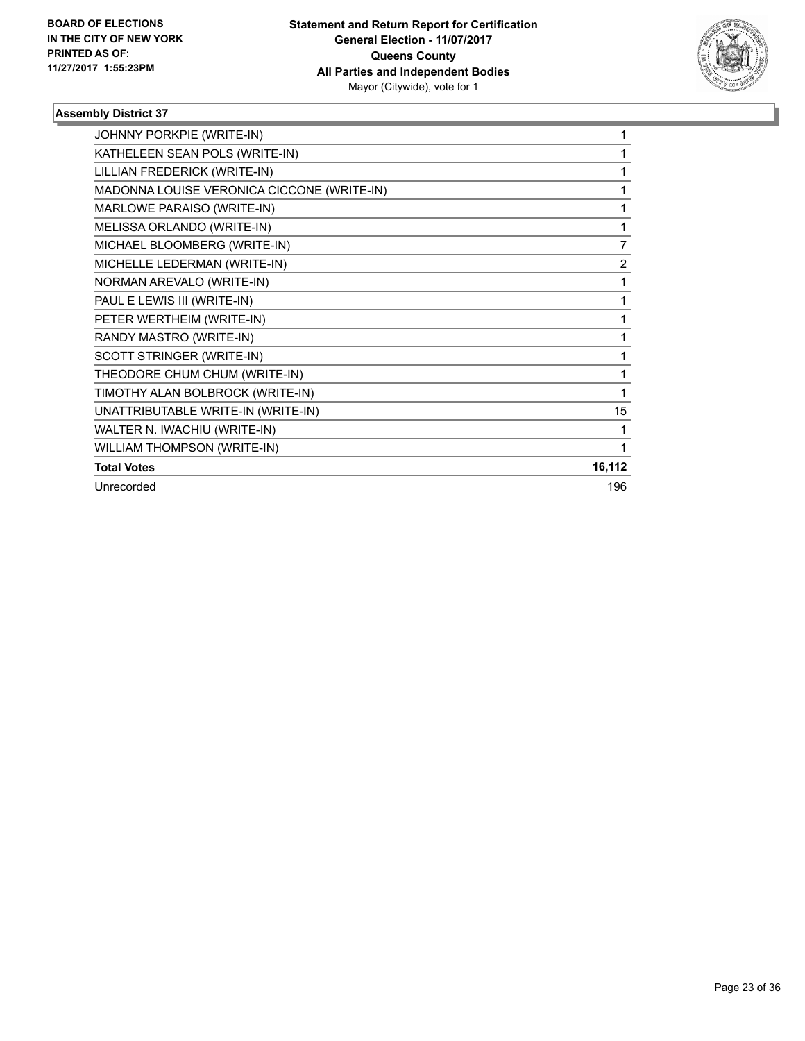**BOARD OF ELECTIONS IN THE CITY OF NEW YORK PRINTED AS OF: 11/27/2017 1:55:23PM**

**Statement and Return Report for Certification General Election - 11/07/2017 Queens County All Parties and Independent Bodies**
Mayor (Citywide), vote for 1

### Assembly District 37

| Candidate | Votes |
|---|---|
| JOHNNY PORKPIE (WRITE-IN) | 1 |
| KATHELEEN SEAN POLS (WRITE-IN) | 1 |
| LILLIAN FREDERICK (WRITE-IN) | 1 |
| MADONNA LOUISE VERONICA CICCONE (WRITE-IN) | 1 |
| MARLOWE PARAISO (WRITE-IN) | 1 |
| MELISSA ORLANDO (WRITE-IN) | 1 |
| MICHAEL BLOOMBERG (WRITE-IN) | 7 |
| MICHELLE LEDERMAN (WRITE-IN) | 2 |
| NORMAN AREVALO (WRITE-IN) | 1 |
| PAUL E LEWIS III (WRITE-IN) | 1 |
| PETER WERTHEIM (WRITE-IN) | 1 |
| RANDY MASTRO (WRITE-IN) | 1 |
| SCOTT STRINGER (WRITE-IN) | 1 |
| THEODORE CHUM CHUM (WRITE-IN) | 1 |
| TIMOTHY ALAN BOLBROCK (WRITE-IN) | 1 |
| UNATTRIBUTABLE WRITE-IN (WRITE-IN) | 15 |
| WALTER N. IWACHIU (WRITE-IN) | 1 |
| WILLIAM THOMPSON (WRITE-IN) | 1 |
| **Total Votes** | **16,112** |
| Unrecorded | 196 |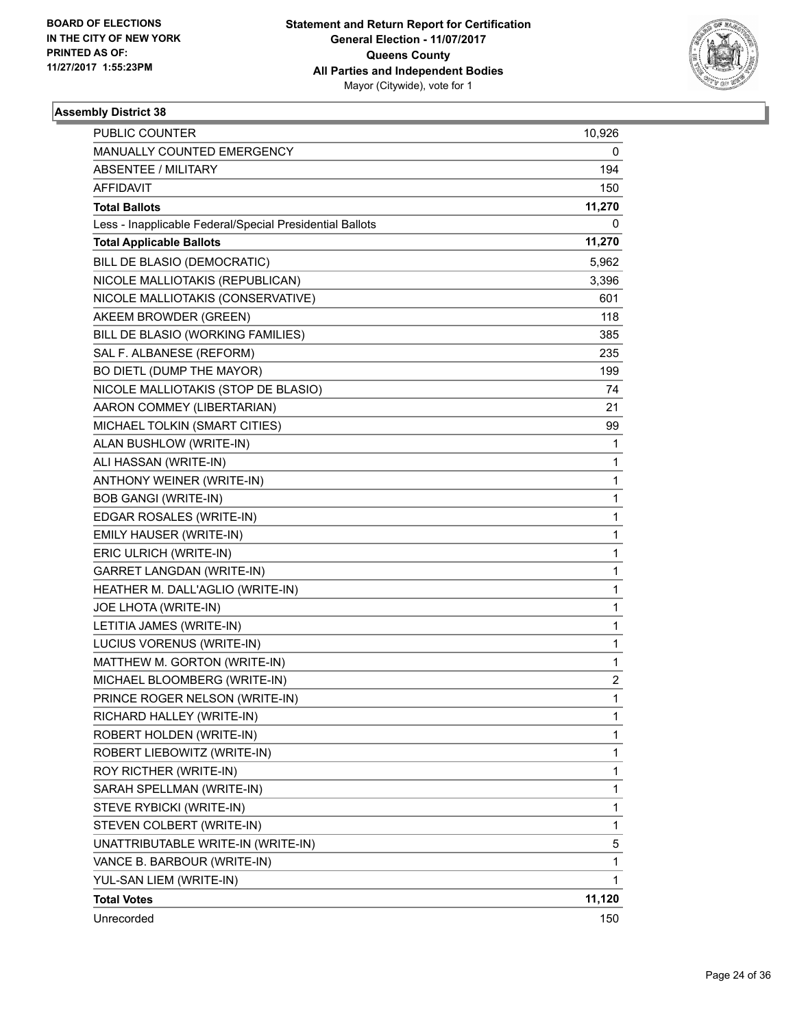BOARD OF ELECTIONS
IN THE CITY OF NEW YORK
PRINTED AS OF:
11/27/2017 1:55:23PM

**Statement and Return Report for Certification**
**General Election - 11/07/2017**
**Queens County**
**All Parties and Independent Bodies**
Mayor (Citywide), vote for 1

### Assembly District 38

| | |
|---|---|
| PUBLIC COUNTER | 10,926 |
| MANUALLY COUNTED EMERGENCY | 0 |
| ABSENTEE / MILITARY | 194 |
| AFFIDAVIT | 150 |
| **Total Ballots** | **11,270** |
| Less - Inapplicable Federal/Special Presidential Ballots | 0 |
| **Total Applicable Ballots** | **11,270** |
| BILL DE BLASIO (DEMOCRATIC) | 5,962 |
| NICOLE MALLIOTAKIS (REPUBLICAN) | 3,396 |
| NICOLE MALLIOTAKIS (CONSERVATIVE) | 601 |
| AKEEM BROWDER (GREEN) | 118 |
| BILL DE BLASIO (WORKING FAMILIES) | 385 |
| SAL F. ALBANESE (REFORM) | 235 |
| BO DIETL (DUMP THE MAYOR) | 199 |
| NICOLE MALLIOTAKIS (STOP DE BLASIO) | 74 |
| AARON COMMEY (LIBERTARIAN) | 21 |
| MICHAEL TOLKIN (SMART CITIES) | 99 |
| ALAN BUSHLOW (WRITE-IN) | 1 |
| ALI HASSAN (WRITE-IN) | 1 |
| ANTHONY WEINER (WRITE-IN) | 1 |
| BOB GANGI (WRITE-IN) | 1 |
| EDGAR ROSALES (WRITE-IN) | 1 |
| EMILY HAUSER (WRITE-IN) | 1 |
| ERIC ULRICH (WRITE-IN) | 1 |
| GARRET LANGDAN (WRITE-IN) | 1 |
| HEATHER M. DALL'AGLIO (WRITE-IN) | 1 |
| JOE LHOTA (WRITE-IN) | 1 |
| LETITIA JAMES (WRITE-IN) | 1 |
| LUCIUS VORENUS (WRITE-IN) | 1 |
| MATTHEW M. GORTON (WRITE-IN) | 1 |
| MICHAEL BLOOMBERG (WRITE-IN) | 2 |
| PRINCE ROGER NELSON (WRITE-IN) | 1 |
| RICHARD HALLEY (WRITE-IN) | 1 |
| ROBERT HOLDEN (WRITE-IN) | 1 |
| ROBERT LIEBOWITZ (WRITE-IN) | 1 |
| ROY RICTHER (WRITE-IN) | 1 |
| SARAH SPELLMAN (WRITE-IN) | 1 |
| STEVE RYBICKI (WRITE-IN) | 1 |
| STEVEN COLBERT (WRITE-IN) | 1 |
| UNATTRIBUTABLE WRITE-IN (WRITE-IN) | 5 |
| VANCE B. BARBOUR (WRITE-IN) | 1 |
| YUL-SAN LIEM (WRITE-IN) | 1 |
| **Total Votes** | **11,120** |
| Unrecorded | 150 |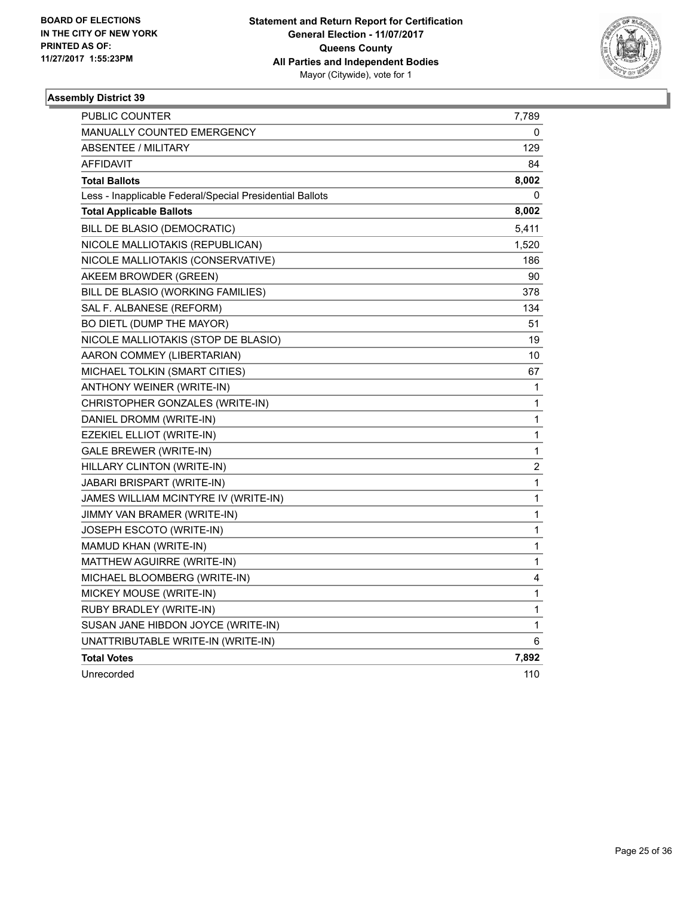BOARD OF ELECTIONS
IN THE CITY OF NEW YORK
PRINTED AS OF:
11/27/2017 1:55:23PM

**Statement and Return Report for Certification**
**General Election - 11/07/2017**
**Queens County**
**All Parties and Independent Bodies**
Mayor (Citywide), vote for 1

### Assembly District 39

| | |
|---|---|
| PUBLIC COUNTER | 7,789 |
| MANUALLY COUNTED EMERGENCY | 0 |
| ABSENTEE / MILITARY | 129 |
| AFFIDAVIT | 84 |
| **Total Ballots** | **8,002** |
| Less - Inapplicable Federal/Special Presidential Ballots | 0 |
| **Total Applicable Ballots** | **8,002** |
| BILL DE BLASIO (DEMOCRATIC) | 5,411 |
| NICOLE MALLIOTAKIS (REPUBLICAN) | 1,520 |
| NICOLE MALLIOTAKIS (CONSERVATIVE) | 186 |
| AKEEM BROWDER (GREEN) | 90 |
| BILL DE BLASIO (WORKING FAMILIES) | 378 |
| SAL F. ALBANESE (REFORM) | 134 |
| BO DIETL (DUMP THE MAYOR) | 51 |
| NICOLE MALLIOTAKIS (STOP DE BLASIO) | 19 |
| AARON COMMEY (LIBERTARIAN) | 10 |
| MICHAEL TOLKIN (SMART CITIES) | 67 |
| ANTHONY WEINER (WRITE-IN) | 1 |
| CHRISTOPHER GONZALES (WRITE-IN) | 1 |
| DANIEL DROMM (WRITE-IN) | 1 |
| EZEKIEL ELLIOT (WRITE-IN) | 1 |
| GALE BREWER (WRITE-IN) | 1 |
| HILLARY CLINTON (WRITE-IN) | 2 |
| JABARI BRISPART (WRITE-IN) | 1 |
| JAMES WILLIAM MCINTYRE IV (WRITE-IN) | 1 |
| JIMMY VAN BRAMER (WRITE-IN) | 1 |
| JOSEPH ESCOTO (WRITE-IN) | 1 |
| MAMUD KHAN (WRITE-IN) | 1 |
| MATTHEW AGUIRRE (WRITE-IN) | 1 |
| MICHAEL BLOOMBERG (WRITE-IN) | 4 |
| MICKEY MOUSE (WRITE-IN) | 1 |
| RUBY BRADLEY (WRITE-IN) | 1 |
| SUSAN JANE HIBDON JOYCE (WRITE-IN) | 1 |
| UNATTRIBUTABLE WRITE-IN (WRITE-IN) | 6 |
| **Total Votes** | **7,892** |
| Unrecorded | 110 |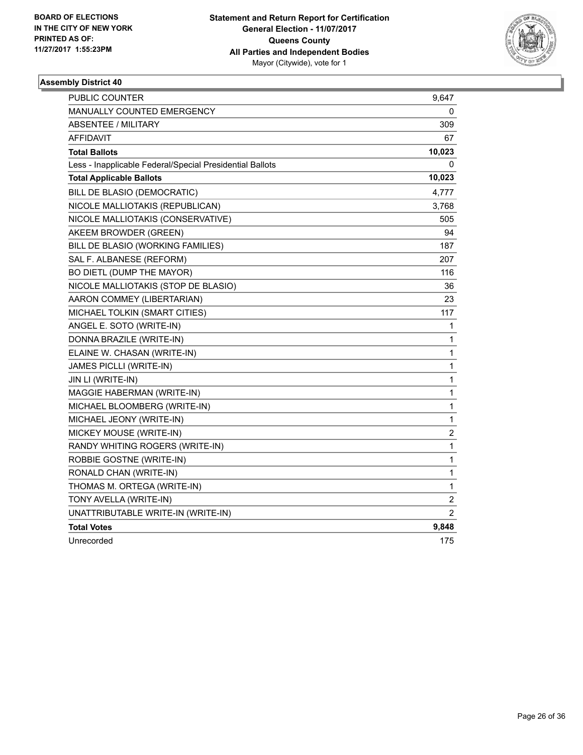BOARD OF ELECTIONS
IN THE CITY OF NEW YORK
PRINTED AS OF:
11/27/2017 1:55:23PM

**Statement and Return Report for Certification**
**General Election - 11/07/2017**
**Queens County**
**All Parties and Independent Bodies**
Mayor (Citywide), vote for 1

### Assembly District 40

| | |
|---|---|
| PUBLIC COUNTER | 9,647 |
| MANUALLY COUNTED EMERGENCY | 0 |
| ABSENTEE / MILITARY | 309 |
| AFFIDAVIT | 67 |
| **Total Ballots** | **10,023** |
| Less - Inapplicable Federal/Special Presidential Ballots | 0 |
| **Total Applicable Ballots** | **10,023** |
| BILL DE BLASIO (DEMOCRATIC) | 4,777 |
| NICOLE MALLIOTAKIS (REPUBLICAN) | 3,768 |
| NICOLE MALLIOTAKIS (CONSERVATIVE) | 505 |
| AKEEM BROWDER (GREEN) | 94 |
| BILL DE BLASIO (WORKING FAMILIES) | 187 |
| SAL F. ALBANESE (REFORM) | 207 |
| BO DIETL (DUMP THE MAYOR) | 116 |
| NICOLE MALLIOTAKIS (STOP DE BLASIO) | 36 |
| AARON COMMEY (LIBERTARIAN) | 23 |
| MICHAEL TOLKIN (SMART CITIES) | 117 |
| ANGEL E. SOTO (WRITE-IN) | 1 |
| DONNA BRAZILE (WRITE-IN) | 1 |
| ELAINE W. CHASAN (WRITE-IN) | 1 |
| JAMES PICLLI (WRITE-IN) | 1 |
| JIN LI (WRITE-IN) | 1 |
| MAGGIE HABERMAN (WRITE-IN) | 1 |
| MICHAEL BLOOMBERG (WRITE-IN) | 1 |
| MICHAEL JEONY (WRITE-IN) | 1 |
| MICKEY MOUSE (WRITE-IN) | 2 |
| RANDY WHITING ROGERS (WRITE-IN) | 1 |
| ROBBIE GOSTNE (WRITE-IN) | 1 |
| RONALD CHAN (WRITE-IN) | 1 |
| THOMAS M. ORTEGA (WRITE-IN) | 1 |
| TONY AVELLA (WRITE-IN) | 2 |
| UNATTRIBUTABLE WRITE-IN (WRITE-IN) | 2 |
| **Total Votes** | **9,848** |
| Unrecorded | 175 |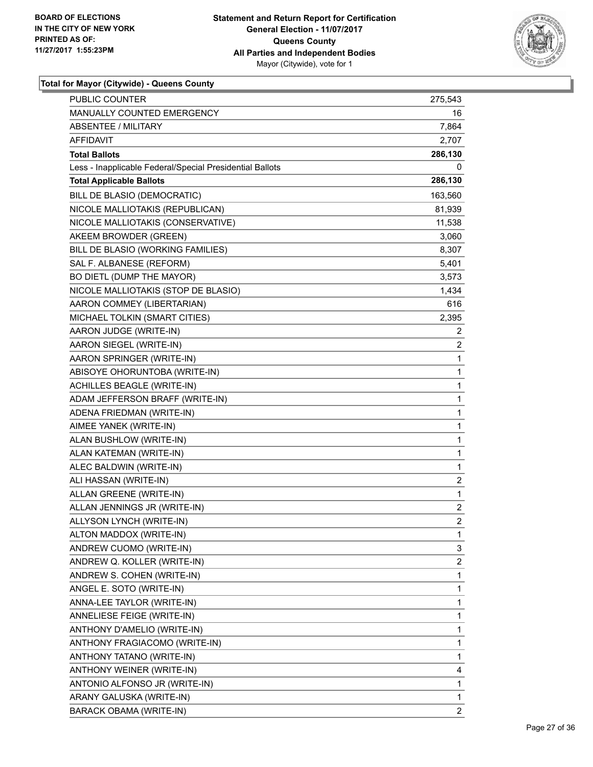**BOARD OF ELECTIONS IN THE CITY OF NEW YORK PRINTED AS OF: 11/27/2017 1:55:23PM**

**Statement and Return Report for Certification General Election - 11/07/2017 Queens County All Parties and Independent Bodies**
Mayor (Citywide), vote for 1

**Total for Mayor (Citywide) - Queens County**

| | |
|---|---|
| PUBLIC COUNTER | 275,543 |
| MANUALLY COUNTED EMERGENCY | 16 |
| ABSENTEE / MILITARY | 7,864 |
| AFFIDAVIT | 2,707 |
| **Total Ballots** | **286,130** |
| Less - Inapplicable Federal/Special Presidential Ballots | 0 |
| **Total Applicable Ballots** | **286,130** |
| BILL DE BLASIO (DEMOCRATIC) | 163,560 |
| NICOLE MALLIOTAKIS (REPUBLICAN) | 81,939 |
| NICOLE MALLIOTAKIS (CONSERVATIVE) | 11,538 |
| AKEEM BROWDER (GREEN) | 3,060 |
| BILL DE BLASIO (WORKING FAMILIES) | 8,307 |
| SAL F. ALBANESE (REFORM) | 5,401 |
| BO DIETL (DUMP THE MAYOR) | 3,573 |
| NICOLE MALLIOTAKIS (STOP DE BLASIO) | 1,434 |
| AARON COMMEY (LIBERTARIAN) | 616 |
| MICHAEL TOLKIN (SMART CITIES) | 2,395 |
| AARON JUDGE (WRITE-IN) | 2 |
| AARON SIEGEL (WRITE-IN) | 2 |
| AARON SPRINGER (WRITE-IN) | 1 |
| ABISOYE OHORUNTOBA (WRITE-IN) | 1 |
| ACHILLES BEAGLE (WRITE-IN) | 1 |
| ADAM JEFFERSON BRAFF (WRITE-IN) | 1 |
| ADENA FRIEDMAN (WRITE-IN) | 1 |
| AIMEE YANEK (WRITE-IN) | 1 |
| ALAN BUSHLOW (WRITE-IN) | 1 |
| ALAN KATEMAN (WRITE-IN) | 1 |
| ALEC BALDWIN (WRITE-IN) | 1 |
| ALI HASSAN (WRITE-IN) | 2 |
| ALLAN GREENE (WRITE-IN) | 1 |
| ALLAN JENNINGS JR (WRITE-IN) | 2 |
| ALLYSON LYNCH (WRITE-IN) | 2 |
| ALTON MADDOX (WRITE-IN) | 1 |
| ANDREW CUOMO (WRITE-IN) | 3 |
| ANDREW Q. KOLLER (WRITE-IN) | 2 |
| ANDREW S. COHEN (WRITE-IN) | 1 |
| ANGEL E. SOTO (WRITE-IN) | 1 |
| ANNA-LEE TAYLOR (WRITE-IN) | 1 |
| ANNELIESE FEIGE (WRITE-IN) | 1 |
| ANTHONY D'AMELIO (WRITE-IN) | 1 |
| ANTHONY FRAGIACOMO (WRITE-IN) | 1 |
| ANTHONY TATANO (WRITE-IN) | 1 |
| ANTHONY WEINER (WRITE-IN) | 4 |
| ANTONIO ALFONSO JR (WRITE-IN) | 1 |
| ARANY GALUSKA (WRITE-IN) | 1 |
| BARACK OBAMA (WRITE-IN) | 2 |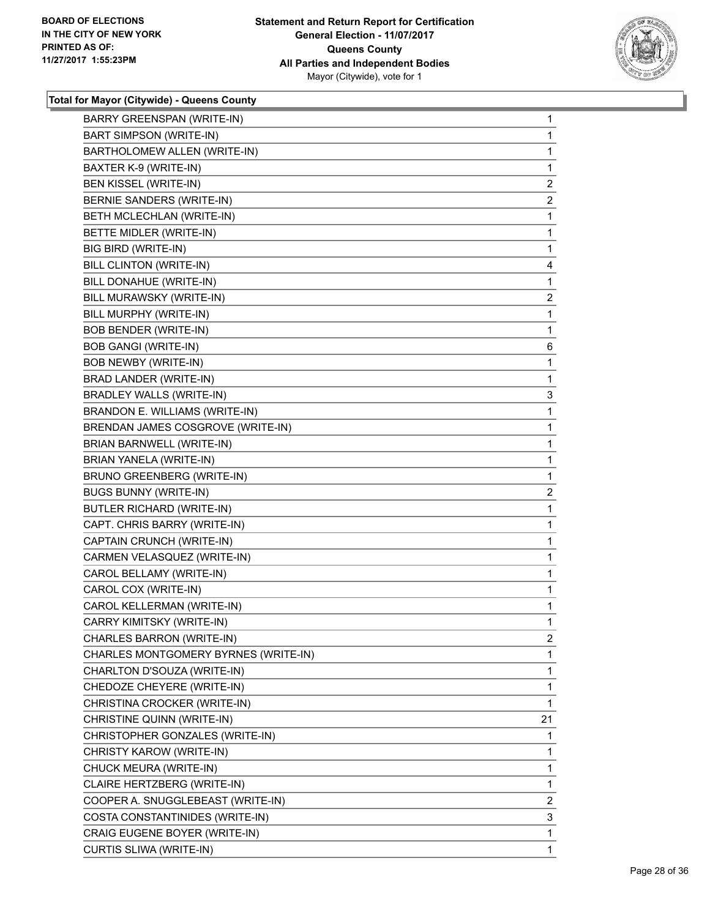**Total for Mayor (Citywide) - Queens County**

| | |
|---|---|
| BARRY GREENSPAN (WRITE-IN) | 1 |
| BART SIMPSON (WRITE-IN) | 1 |
| BARTHOLOMEW ALLEN (WRITE-IN) | 1 |
| BAXTER K-9 (WRITE-IN) | 1 |
| BEN KISSEL (WRITE-IN) | 2 |
| BERNIE SANDERS (WRITE-IN) | 2 |
| BETH MCLECHLAN (WRITE-IN) | 1 |
| BETTE MIDLER (WRITE-IN) | 1 |
| BIG BIRD (WRITE-IN) | 1 |
| BILL CLINTON (WRITE-IN) | 4 |
| BILL DONAHUE (WRITE-IN) | 1 |
| BILL MURAWSKY (WRITE-IN) | 2 |
| BILL MURPHY (WRITE-IN) | 1 |
| BOB BENDER (WRITE-IN) | 1 |
| BOB GANGI (WRITE-IN) | 6 |
| BOB NEWBY (WRITE-IN) | 1 |
| BRAD LANDER (WRITE-IN) | 1 |
| BRADLEY WALLS (WRITE-IN) | 3 |
| BRANDON E. WILLIAMS (WRITE-IN) | 1 |
| BRENDAN JAMES COSGROVE (WRITE-IN) | 1 |
| BRIAN BARNWELL (WRITE-IN) | 1 |
| BRIAN YANELA (WRITE-IN) | 1 |
| BRUNO GREENBERG (WRITE-IN) | 1 |
| BUGS BUNNY (WRITE-IN) | 2 |
| BUTLER RICHARD (WRITE-IN) | 1 |
| CAPT. CHRIS BARRY (WRITE-IN) | 1 |
| CAPTAIN CRUNCH (WRITE-IN) | 1 |
| CARMEN VELASQUEZ (WRITE-IN) | 1 |
| CAROL BELLAMY (WRITE-IN) | 1 |
| CAROL COX (WRITE-IN) | 1 |
| CAROL KELLERMAN (WRITE-IN) | 1 |
| CARRY KIMITSKY (WRITE-IN) | 1 |
| CHARLES BARRON (WRITE-IN) | 2 |
| CHARLES MONTGOMERY BYRNES (WRITE-IN) | 1 |
| CHARLTON D'SOUZA (WRITE-IN) | 1 |
| CHEDOZE CHEYERE (WRITE-IN) | 1 |
| CHRISTINA CROCKER (WRITE-IN) | 1 |
| CHRISTINE QUINN (WRITE-IN) | 21 |
| CHRISTOPHER GONZALES (WRITE-IN) | 1 |
| CHRISTY KAROW (WRITE-IN) | 1 |
| CHUCK MEURA (WRITE-IN) | 1 |
| CLAIRE HERTZBERG (WRITE-IN) | 1 |
| COOPER A. SNUGGLEBEAST (WRITE-IN) | 2 |
| COSTA CONSTANTINIDES (WRITE-IN) | 3 |
| CRAIG EUGENE BOYER (WRITE-IN) | 1 |
| CURTIS SLIWA (WRITE-IN) | 1 |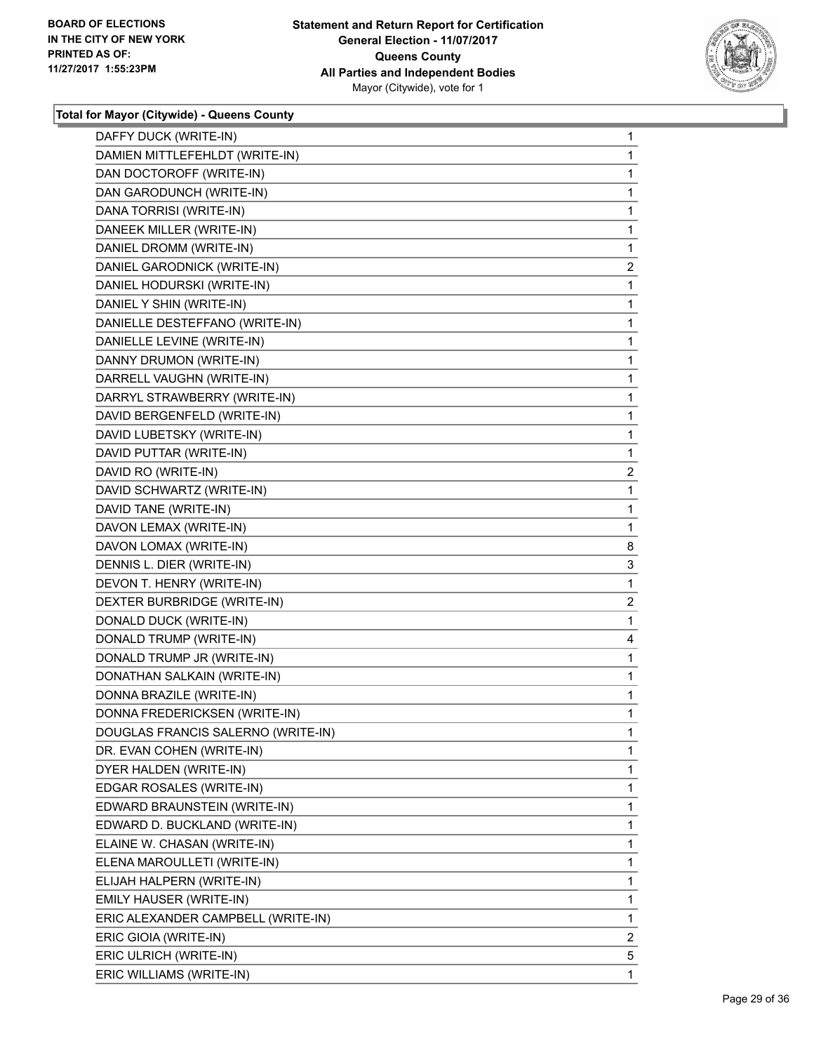BOARD OF ELECTIONS
IN THE CITY OF NEW YORK
PRINTED AS OF:
11/27/2017 1:55:23PM

**Statement and Return Report for Certification**
**General Election - 11/07/2017**
**Queens County**
**All Parties and Independent Bodies**
Mayor (Citywide), vote for 1

### Total for Mayor (Citywide) - Queens County

| | |
|---|---|
| DAFFY DUCK (WRITE-IN) | 1 |
| DAMIEN MITTLEFEHLDT (WRITE-IN) | 1 |
| DAN DOCTOROFF (WRITE-IN) | 1 |
| DAN GARODUNCH (WRITE-IN) | 1 |
| DANA TORRISI (WRITE-IN) | 1 |
| DANEEK MILLER (WRITE-IN) | 1 |
| DANIEL DROMM (WRITE-IN) | 1 |
| DANIEL GARODNICK (WRITE-IN) | 2 |
| DANIEL HODURSKI (WRITE-IN) | 1 |
| DANIEL Y SHIN (WRITE-IN) | 1 |
| DANIELLE DESTEFFANO (WRITE-IN) | 1 |
| DANIELLE LEVINE (WRITE-IN) | 1 |
| DANNY DRUMON (WRITE-IN) | 1 |
| DARRELL VAUGHN (WRITE-IN) | 1 |
| DARRYL STRAWBERRY (WRITE-IN) | 1 |
| DAVID BERGENFELD (WRITE-IN) | 1 |
| DAVID LUBETSKY (WRITE-IN) | 1 |
| DAVID PUTTAR (WRITE-IN) | 1 |
| DAVID RO (WRITE-IN) | 2 |
| DAVID SCHWARTZ (WRITE-IN) | 1 |
| DAVID TANE (WRITE-IN) | 1 |
| DAVON LEMAX (WRITE-IN) | 1 |
| DAVON LOMAX (WRITE-IN) | 8 |
| DENNIS L. DIER (WRITE-IN) | 3 |
| DEVON T. HENRY (WRITE-IN) | 1 |
| DEXTER BURBRIDGE (WRITE-IN) | 2 |
| DONALD DUCK (WRITE-IN) | 1 |
| DONALD TRUMP (WRITE-IN) | 4 |
| DONALD TRUMP JR (WRITE-IN) | 1 |
| DONATHAN SALKAIN (WRITE-IN) | 1 |
| DONNA BRAZILE (WRITE-IN) | 1 |
| DONNA FREDERICKSEN (WRITE-IN) | 1 |
| DOUGLAS FRANCIS SALERNO (WRITE-IN) | 1 |
| DR. EVAN COHEN (WRITE-IN) | 1 |
| DYER HALDEN (WRITE-IN) | 1 |
| EDGAR ROSALES (WRITE-IN) | 1 |
| EDWARD BRAUNSTEIN (WRITE-IN) | 1 |
| EDWARD D. BUCKLAND (WRITE-IN) | 1 |
| ELAINE W. CHASAN (WRITE-IN) | 1 |
| ELENA MAROULLETI (WRITE-IN) | 1 |
| ELIJAH HALPERN (WRITE-IN) | 1 |
| EMILY HAUSER (WRITE-IN) | 1 |
| ERIC ALEXANDER CAMPBELL (WRITE-IN) | 1 |
| ERIC GIOIA (WRITE-IN) | 2 |
| ERIC ULRICH (WRITE-IN) | 5 |
| ERIC WILLIAMS (WRITE-IN) | 1 |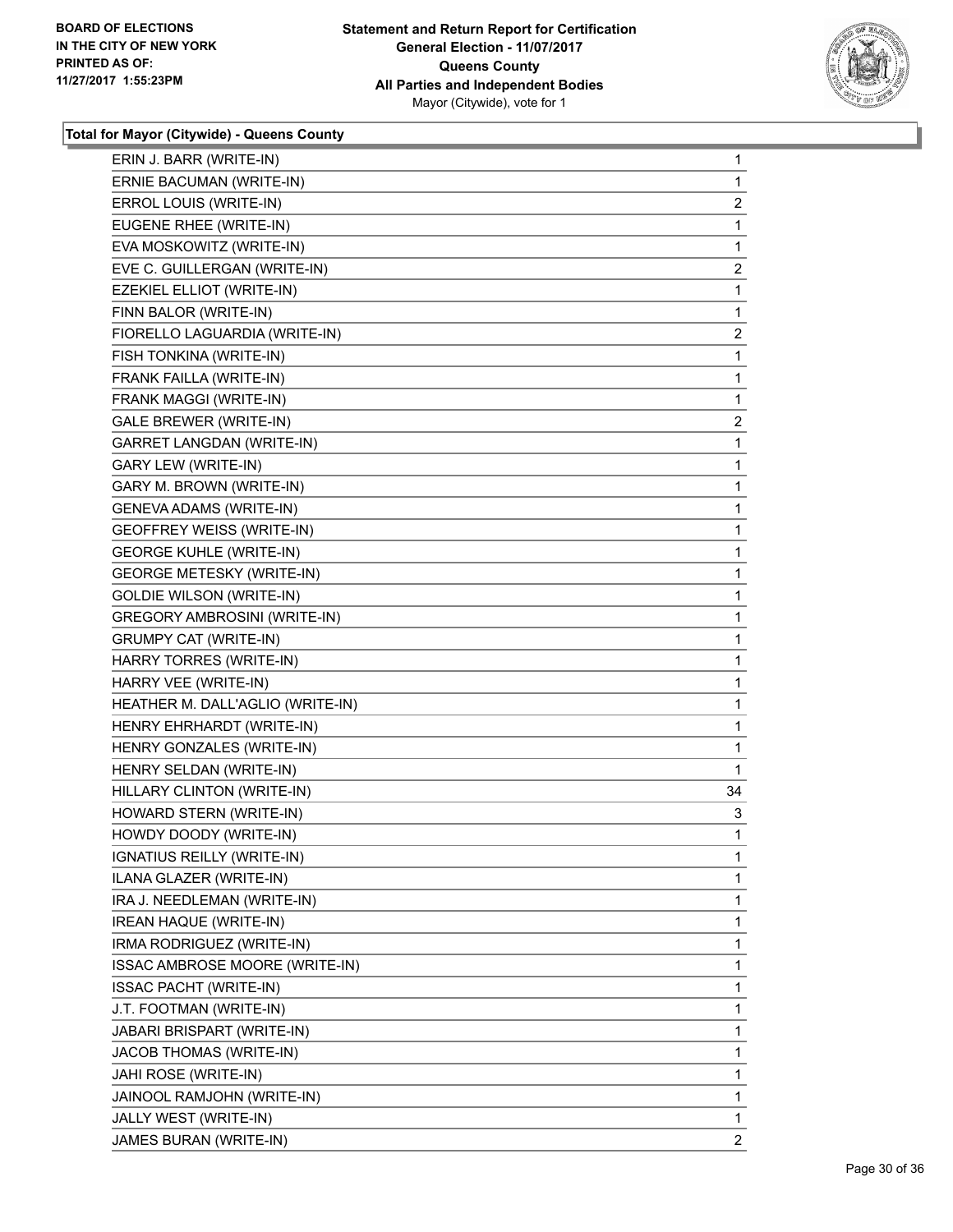**Total for Mayor (Citywide) - Queens County**

| Candidate | Votes |
|---|---|
| ERIN J. BARR (WRITE-IN) | 1 |
| ERNIE BACUMAN (WRITE-IN) | 1 |
| ERROL LOUIS (WRITE-IN) | 2 |
| EUGENE RHEE (WRITE-IN) | 1 |
| EVA MOSKOWITZ (WRITE-IN) | 1 |
| EVE C. GUILLERGAN (WRITE-IN) | 2 |
| EZEKIEL ELLIOT (WRITE-IN) | 1 |
| FINN BALOR (WRITE-IN) | 1 |
| FIORELLO LAGUARDIA (WRITE-IN) | 2 |
| FISH TONKINA (WRITE-IN) | 1 |
| FRANK FAILLA (WRITE-IN) | 1 |
| FRANK MAGGI (WRITE-IN) | 1 |
| GALE BREWER (WRITE-IN) | 2 |
| GARRET LANGDAN (WRITE-IN) | 1 |
| GARY LEW (WRITE-IN) | 1 |
| GARY M. BROWN (WRITE-IN) | 1 |
| GENEVA ADAMS (WRITE-IN) | 1 |
| GEOFFREY WEISS (WRITE-IN) | 1 |
| GEORGE KUHLE (WRITE-IN) | 1 |
| GEORGE METESKY (WRITE-IN) | 1 |
| GOLDIE WILSON (WRITE-IN) | 1 |
| GREGORY AMBROSINI (WRITE-IN) | 1 |
| GRUMPY CAT (WRITE-IN) | 1 |
| HARRY TORRES (WRITE-IN) | 1 |
| HARRY VEE (WRITE-IN) | 1 |
| HEATHER M. DALL'AGLIO (WRITE-IN) | 1 |
| HENRY EHRHARDT (WRITE-IN) | 1 |
| HENRY GONZALES (WRITE-IN) | 1 |
| HENRY SELDAN (WRITE-IN) | 1 |
| HILLARY CLINTON (WRITE-IN) | 34 |
| HOWARD STERN (WRITE-IN) | 3 |
| HOWDY DOODY (WRITE-IN) | 1 |
| IGNATIUS REILLY (WRITE-IN) | 1 |
| ILANA GLAZER (WRITE-IN) | 1 |
| IRA J. NEEDLEMAN (WRITE-IN) | 1 |
| IREAN HAQUE (WRITE-IN) | 1 |
| IRMA RODRIGUEZ (WRITE-IN) | 1 |
| ISSAC AMBROSE MOORE (WRITE-IN) | 1 |
| ISSAC PACHT (WRITE-IN) | 1 |
| J.T. FOOTMAN (WRITE-IN) | 1 |
| JABARI BRISPART (WRITE-IN) | 1 |
| JACOB THOMAS (WRITE-IN) | 1 |
| JAHI ROSE (WRITE-IN) | 1 |
| JAINOOL RAMJOHN (WRITE-IN) | 1 |
| JALLY WEST (WRITE-IN) | 1 |
| JAMES BURAN (WRITE-IN) | 2 |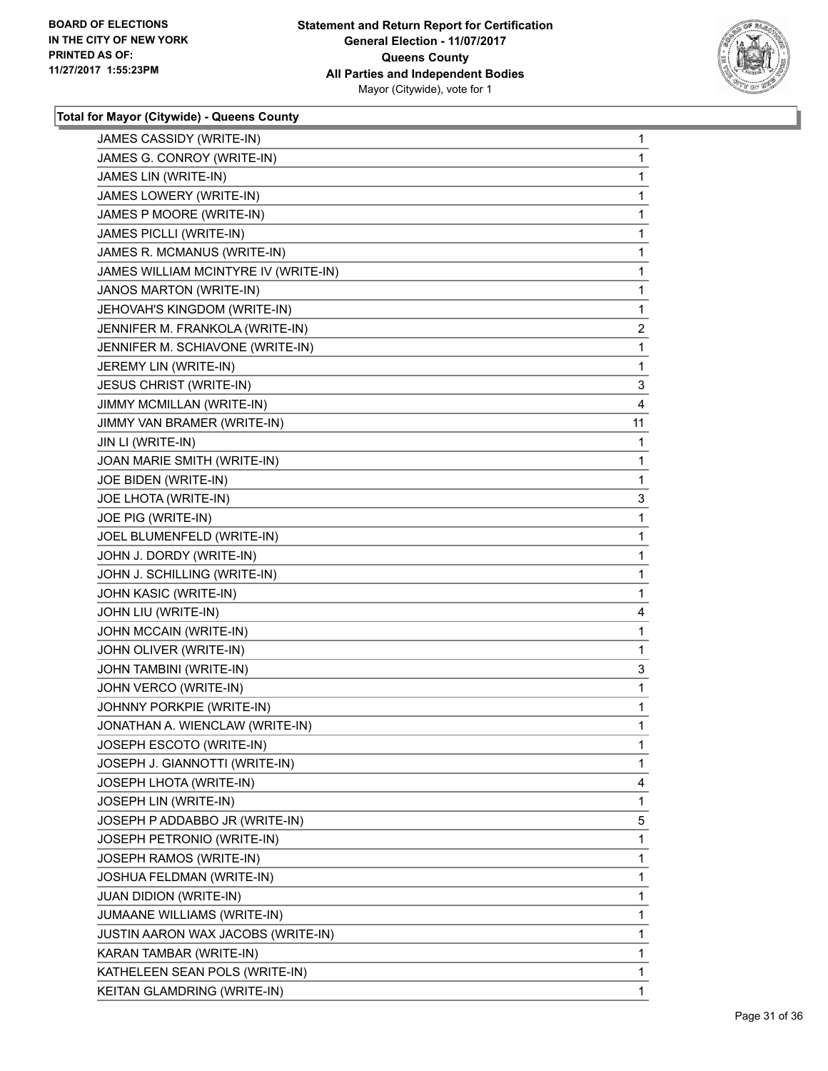**BOARD OF ELECTIONS IN THE CITY OF NEW YORK PRINTED AS OF: 11/27/2017 1:55:23PM**

**Statement and Return Report for Certification General Election - 11/07/2017 Queens County All Parties and Independent Bodies** Mayor (Citywide), vote for 1

### Total for Mayor (Citywide) - Queens County

| | |
|---|---|
| JAMES CASSIDY (WRITE-IN) | 1 |
| JAMES G. CONROY (WRITE-IN) | 1 |
| JAMES LIN (WRITE-IN) | 1 |
| JAMES LOWERY (WRITE-IN) | 1 |
| JAMES P MOORE (WRITE-IN) | 1 |
| JAMES PICLLI (WRITE-IN) | 1 |
| JAMES R. MCMANUS (WRITE-IN) | 1 |
| JAMES WILLIAM MCINTYRE IV (WRITE-IN) | 1 |
| JANOS MARTON (WRITE-IN) | 1 |
| JEHOVAH'S KINGDOM (WRITE-IN) | 1 |
| JENNIFER M. FRANKOLA (WRITE-IN) | 2 |
| JENNIFER M. SCHIAVONE (WRITE-IN) | 1 |
| JEREMY LIN (WRITE-IN) | 1 |
| JESUS CHRIST (WRITE-IN) | 3 |
| JIMMY MCMILLAN (WRITE-IN) | 4 |
| JIMMY VAN BRAMER (WRITE-IN) | 11 |
| JIN LI (WRITE-IN) | 1 |
| JOAN MARIE SMITH (WRITE-IN) | 1 |
| JOE BIDEN (WRITE-IN) | 1 |
| JOE LHOTA (WRITE-IN) | 3 |
| JOE PIG (WRITE-IN) | 1 |
| JOEL BLUMENFELD (WRITE-IN) | 1 |
| JOHN J. DORDY (WRITE-IN) | 1 |
| JOHN J. SCHILLING (WRITE-IN) | 1 |
| JOHN KASIC (WRITE-IN) | 1 |
| JOHN LIU (WRITE-IN) | 4 |
| JOHN MCCAIN (WRITE-IN) | 1 |
| JOHN OLIVER (WRITE-IN) | 1 |
| JOHN TAMBINI (WRITE-IN) | 3 |
| JOHN VERCO (WRITE-IN) | 1 |
| JOHNNY PORKPIE (WRITE-IN) | 1 |
| JONATHAN A. WIENCLAW (WRITE-IN) | 1 |
| JOSEPH ESCOTO (WRITE-IN) | 1 |
| JOSEPH J. GIANNOTTI (WRITE-IN) | 1 |
| JOSEPH LHOTA (WRITE-IN) | 4 |
| JOSEPH LIN (WRITE-IN) | 1 |
| JOSEPH P ADDABBO JR (WRITE-IN) | 5 |
| JOSEPH PETRONIO (WRITE-IN) | 1 |
| JOSEPH RAMOS (WRITE-IN) | 1 |
| JOSHUA FELDMAN (WRITE-IN) | 1 |
| JUAN DIDION (WRITE-IN) | 1 |
| JUMAANE WILLIAMS (WRITE-IN) | 1 |
| JUSTIN AARON WAX JACOBS (WRITE-IN) | 1 |
| KARAN TAMBAR (WRITE-IN) | 1 |
| KATHELEEN SEAN POLS (WRITE-IN) | 1 |
| KEITAN GLAMDRING (WRITE-IN) | 1 |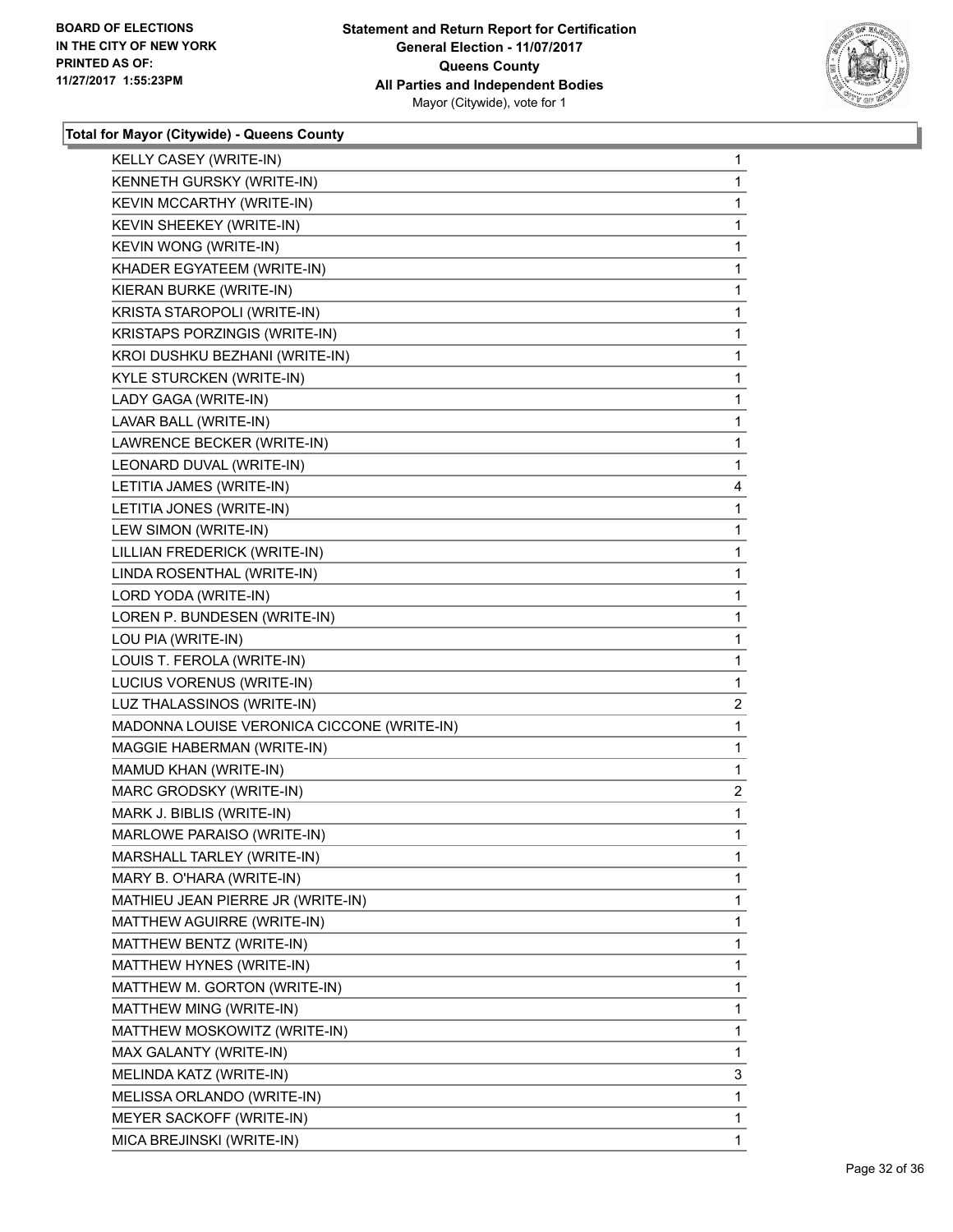BOARD OF ELECTIONS
IN THE CITY OF NEW YORK
PRINTED AS OF:
11/27/2017 1:55:23PM

**Statement and Return Report for Certification**
**General Election - 11/07/2017**
**Queens County**
**All Parties and Independent Bodies**
Mayor (Citywide), vote for 1

### Total for Mayor (Citywide) - Queens County

| Candidate | Votes |
|---|---|
| KELLY CASEY (WRITE-IN) | 1 |
| KENNETH GURSKY (WRITE-IN) | 1 |
| KEVIN MCCARTHY (WRITE-IN) | 1 |
| KEVIN SHEEKEY (WRITE-IN) | 1 |
| KEVIN WONG (WRITE-IN) | 1 |
| KHADER EGYATEEM (WRITE-IN) | 1 |
| KIERAN BURKE (WRITE-IN) | 1 |
| KRISTA STAROPOLI (WRITE-IN) | 1 |
| KRISTAPS PORZINGIS (WRITE-IN) | 1 |
| KROI DUSHKU BEZHANI (WRITE-IN) | 1 |
| KYLE STURCKEN (WRITE-IN) | 1 |
| LADY GAGA (WRITE-IN) | 1 |
| LAVAR BALL (WRITE-IN) | 1 |
| LAWRENCE BECKER (WRITE-IN) | 1 |
| LEONARD DUVAL (WRITE-IN) | 1 |
| LETITIA JAMES (WRITE-IN) | 4 |
| LETITIA JONES (WRITE-IN) | 1 |
| LEW SIMON (WRITE-IN) | 1 |
| LILLIAN FREDERICK (WRITE-IN) | 1 |
| LINDA ROSENTHAL (WRITE-IN) | 1 |
| LORD YODA (WRITE-IN) | 1 |
| LOREN P. BUNDESEN (WRITE-IN) | 1 |
| LOU PIA (WRITE-IN) | 1 |
| LOUIS T. FEROLA (WRITE-IN) | 1 |
| LUCIUS VORENUS (WRITE-IN) | 1 |
| LUZ THALASSINOS (WRITE-IN) | 2 |
| MADONNA LOUISE VERONICA CICCONE (WRITE-IN) | 1 |
| MAGGIE HABERMAN (WRITE-IN) | 1 |
| MAMUD KHAN (WRITE-IN) | 1 |
| MARC GRODSKY (WRITE-IN) | 2 |
| MARK J. BIBLIS (WRITE-IN) | 1 |
| MARLOWE PARAISO (WRITE-IN) | 1 |
| MARSHALL TARLEY (WRITE-IN) | 1 |
| MARY B. O'HARA (WRITE-IN) | 1 |
| MATHIEU JEAN PIERRE JR (WRITE-IN) | 1 |
| MATTHEW AGUIRRE (WRITE-IN) | 1 |
| MATTHEW BENTZ (WRITE-IN) | 1 |
| MATTHEW HYNES (WRITE-IN) | 1 |
| MATTHEW M. GORTON (WRITE-IN) | 1 |
| MATTHEW MING (WRITE-IN) | 1 |
| MATTHEW MOSKOWITZ (WRITE-IN) | 1 |
| MAX GALANTY (WRITE-IN) | 1 |
| MELINDA KATZ (WRITE-IN) | 3 |
| MELISSA ORLANDO (WRITE-IN) | 1 |
| MEYER SACKOFF (WRITE-IN) | 1 |
| MICA BREJINSKI (WRITE-IN) | 1 |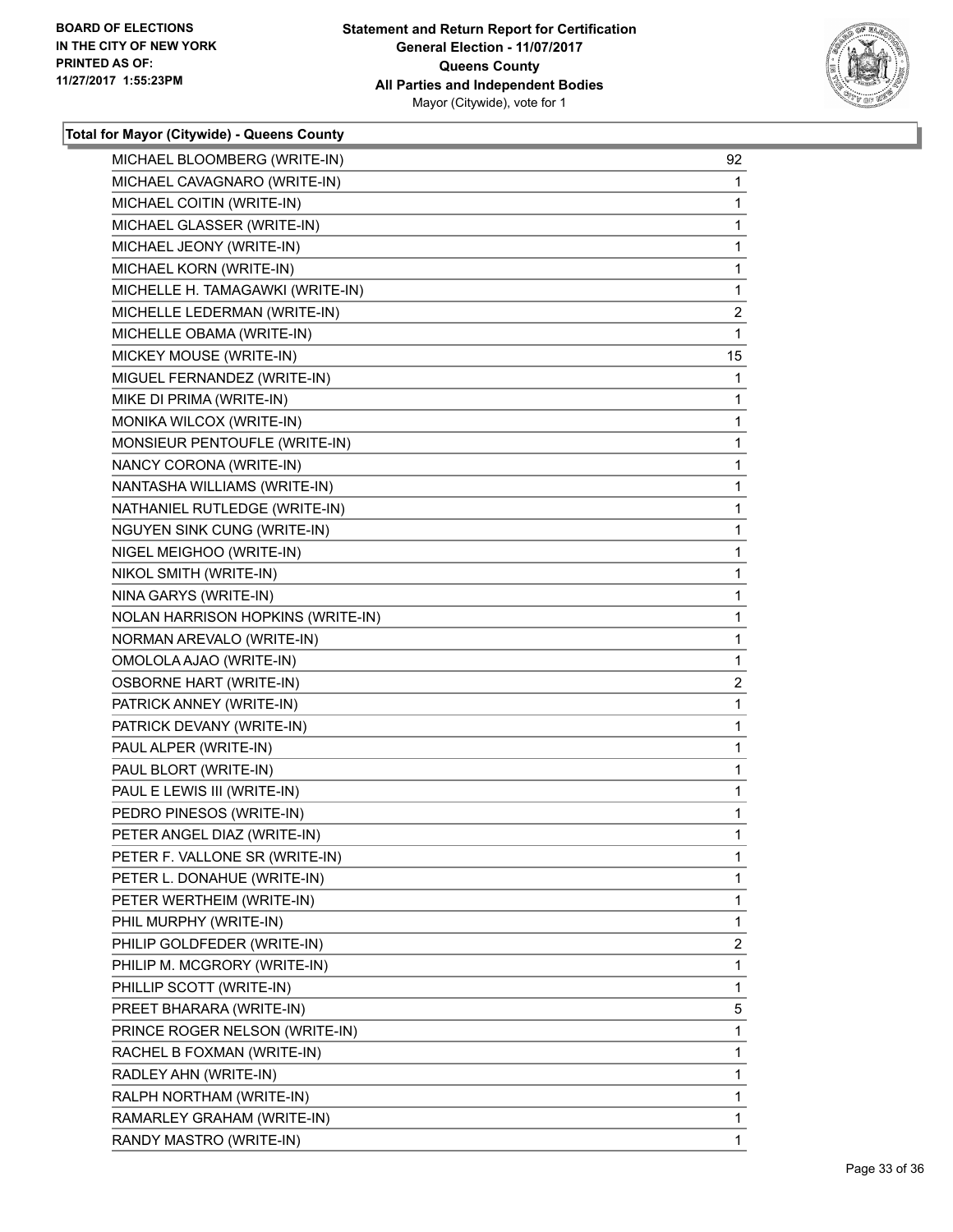**BOARD OF ELECTIONS IN THE CITY OF NEW YORK**
**PRINTED AS OF: 11/27/2017 1:55:23PM**

**Statement and Return Report for Certification**
**General Election - 11/07/2017**
**Queens County**
**All Parties and Independent Bodies**
Mayor (Citywide), vote for 1

### Total for Mayor (Citywide) - Queens County

| | |
|---|---|
| MICHAEL BLOOMBERG (WRITE-IN) | 92 |
| MICHAEL CAVAGNARO (WRITE-IN) | 1 |
| MICHAEL COITIN (WRITE-IN) | 1 |
| MICHAEL GLASSER (WRITE-IN) | 1 |
| MICHAEL JEONY (WRITE-IN) | 1 |
| MICHAEL KORN (WRITE-IN) | 1 |
| MICHELLE H. TAMAGAWKI (WRITE-IN) | 1 |
| MICHELLE LEDERMAN (WRITE-IN) | 2 |
| MICHELLE OBAMA (WRITE-IN) | 1 |
| MICKEY MOUSE (WRITE-IN) | 15 |
| MIGUEL FERNANDEZ (WRITE-IN) | 1 |
| MIKE DI PRIMA (WRITE-IN) | 1 |
| MONIKA WILCOX (WRITE-IN) | 1 |
| MONSIEUR PENTOUFLE (WRITE-IN) | 1 |
| NANCY CORONA (WRITE-IN) | 1 |
| NANTASHA WILLIAMS (WRITE-IN) | 1 |
| NATHANIEL RUTLEDGE (WRITE-IN) | 1 |
| NGUYEN SINK CUNG (WRITE-IN) | 1 |
| NIGEL MEIGHOO (WRITE-IN) | 1 |
| NIKOL SMITH (WRITE-IN) | 1 |
| NINA GARYS (WRITE-IN) | 1 |
| NOLAN HARRISON HOPKINS (WRITE-IN) | 1 |
| NORMAN AREVALO (WRITE-IN) | 1 |
| OMOLOLA AJAO (WRITE-IN) | 1 |
| OSBORNE HART (WRITE-IN) | 2 |
| PATRICK ANNEY (WRITE-IN) | 1 |
| PATRICK DEVANY (WRITE-IN) | 1 |
| PAUL ALPER (WRITE-IN) | 1 |
| PAUL BLORT (WRITE-IN) | 1 |
| PAUL E LEWIS III (WRITE-IN) | 1 |
| PEDRO PINESOS (WRITE-IN) | 1 |
| PETER ANGEL DIAZ (WRITE-IN) | 1 |
| PETER F. VALLONE SR (WRITE-IN) | 1 |
| PETER L. DONAHUE (WRITE-IN) | 1 |
| PETER WERTHEIM (WRITE-IN) | 1 |
| PHIL MURPHY (WRITE-IN) | 1 |
| PHILIP GOLDFEDER (WRITE-IN) | 2 |
| PHILIP M. MCGRORY (WRITE-IN) | 1 |
| PHILLIP SCOTT (WRITE-IN) | 1 |
| PREET BHARARA (WRITE-IN) | 5 |
| PRINCE ROGER NELSON (WRITE-IN) | 1 |
| RACHEL B FOXMAN (WRITE-IN) | 1 |
| RADLEY AHN (WRITE-IN) | 1 |
| RALPH NORTHAM (WRITE-IN) | 1 |
| RAMARLEY GRAHAM (WRITE-IN) | 1 |
| RANDY MASTRO (WRITE-IN) | 1 |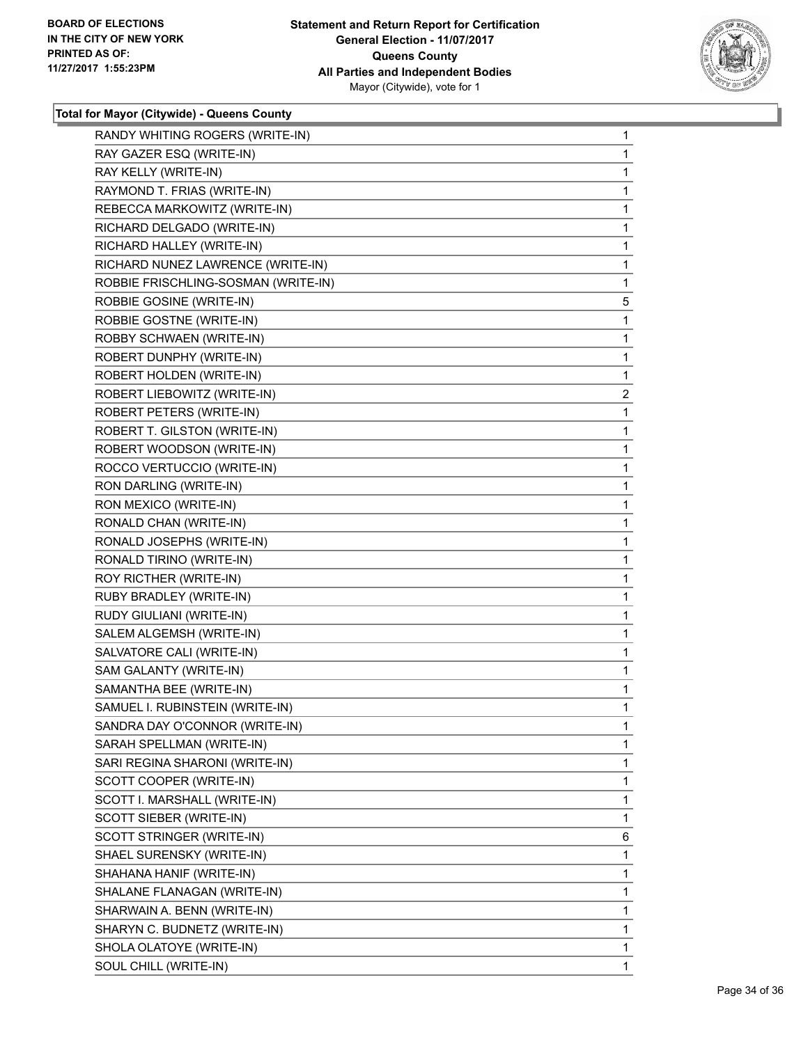**Total for Mayor (Citywide) - Queens County**

| | |
|---|---|
| RANDY WHITING ROGERS (WRITE-IN) | 1 |
| RAY GAZER ESQ (WRITE-IN) | 1 |
| RAY KELLY (WRITE-IN) | 1 |
| RAYMOND T. FRIAS (WRITE-IN) | 1 |
| REBECCA MARKOWITZ (WRITE-IN) | 1 |
| RICHARD DELGADO (WRITE-IN) | 1 |
| RICHARD HALLEY (WRITE-IN) | 1 |
| RICHARD NUNEZ LAWRENCE (WRITE-IN) | 1 |
| ROBBIE FRISCHLING-SOSMAN (WRITE-IN) | 1 |
| ROBBIE GOSINE (WRITE-IN) | 5 |
| ROBBIE GOSTNE (WRITE-IN) | 1 |
| ROBBY SCHWAEN (WRITE-IN) | 1 |
| ROBERT DUNPHY (WRITE-IN) | 1 |
| ROBERT HOLDEN (WRITE-IN) | 1 |
| ROBERT LIEBOWITZ (WRITE-IN) | 2 |
| ROBERT PETERS (WRITE-IN) | 1 |
| ROBERT T. GILSTON (WRITE-IN) | 1 |
| ROBERT WOODSON (WRITE-IN) | 1 |
| ROCCO VERTUCCIO (WRITE-IN) | 1 |
| RON DARLING (WRITE-IN) | 1 |
| RON MEXICO (WRITE-IN) | 1 |
| RONALD CHAN (WRITE-IN) | 1 |
| RONALD JOSEPHS (WRITE-IN) | 1 |
| RONALD TIRINO (WRITE-IN) | 1 |
| ROY RICTHER (WRITE-IN) | 1 |
| RUBY BRADLEY (WRITE-IN) | 1 |
| RUDY GIULIANI (WRITE-IN) | 1 |
| SALEM ALGEMSH (WRITE-IN) | 1 |
| SALVATORE CALI (WRITE-IN) | 1 |
| SAM GALANTY (WRITE-IN) | 1 |
| SAMANTHA BEE (WRITE-IN) | 1 |
| SAMUEL I. RUBINSTEIN (WRITE-IN) | 1 |
| SANDRA DAY O'CONNOR (WRITE-IN) | 1 |
| SARAH SPELLMAN (WRITE-IN) | 1 |
| SARI REGINA SHARONI (WRITE-IN) | 1 |
| SCOTT COOPER (WRITE-IN) | 1 |
| SCOTT I. MARSHALL (WRITE-IN) | 1 |
| SCOTT SIEBER (WRITE-IN) | 1 |
| SCOTT STRINGER (WRITE-IN) | 6 |
| SHAEL SURENSKY (WRITE-IN) | 1 |
| SHAHANA HANIF (WRITE-IN) | 1 |
| SHALANE FLANAGAN (WRITE-IN) | 1 |
| SHARWAIN A. BENN (WRITE-IN) | 1 |
| SHARYN C. BUDNETZ (WRITE-IN) | 1 |
| SHOLA OLATOYE (WRITE-IN) | 1 |
| SOUL CHILL (WRITE-IN) | 1 |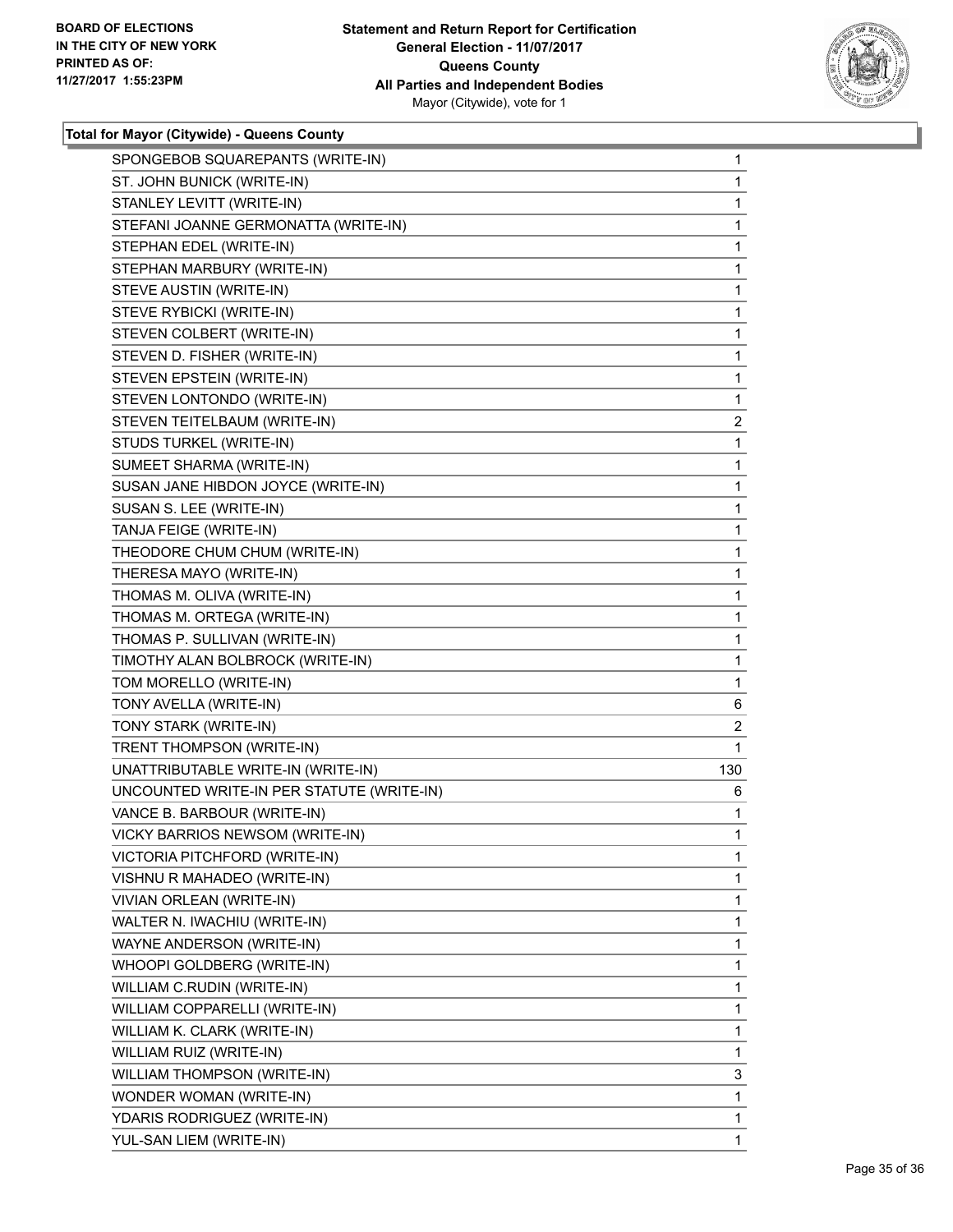**Total for Mayor (Citywide) - Queens County**

| | |
|---|---|
| SPONGEBOB SQUAREPANTS (WRITE-IN) | 1 |
| ST. JOHN BUNICK (WRITE-IN) | 1 |
| STANLEY LEVITT (WRITE-IN) | 1 |
| STEFANI JOANNE GERMONATTA (WRITE-IN) | 1 |
| STEPHAN EDEL (WRITE-IN) | 1 |
| STEPHAN MARBURY (WRITE-IN) | 1 |
| STEVE AUSTIN (WRITE-IN) | 1 |
| STEVE RYBICKI (WRITE-IN) | 1 |
| STEVEN COLBERT (WRITE-IN) | 1 |
| STEVEN D. FISHER (WRITE-IN) | 1 |
| STEVEN EPSTEIN (WRITE-IN) | 1 |
| STEVEN LONTONDO (WRITE-IN) | 1 |
| STEVEN TEITELBAUM (WRITE-IN) | 2 |
| STUDS TURKEL (WRITE-IN) | 1 |
| SUMEET SHARMA (WRITE-IN) | 1 |
| SUSAN JANE HIBDON JOYCE (WRITE-IN) | 1 |
| SUSAN S. LEE (WRITE-IN) | 1 |
| TANJA FEIGE (WRITE-IN) | 1 |
| THEODORE CHUM CHUM (WRITE-IN) | 1 |
| THERESA MAYO (WRITE-IN) | 1 |
| THOMAS M. OLIVA (WRITE-IN) | 1 |
| THOMAS M. ORTEGA (WRITE-IN) | 1 |
| THOMAS P. SULLIVAN (WRITE-IN) | 1 |
| TIMOTHY ALAN BOLBROCK (WRITE-IN) | 1 |
| TOM MORELLO (WRITE-IN) | 1 |
| TONY AVELLA (WRITE-IN) | 6 |
| TONY STARK (WRITE-IN) | 2 |
| TRENT THOMPSON (WRITE-IN) | 1 |
| UNATTRIBUTABLE WRITE-IN (WRITE-IN) | 130 |
| UNCOUNTED WRITE-IN PER STATUTE (WRITE-IN) | 6 |
| VANCE B. BARBOUR (WRITE-IN) | 1 |
| VICKY BARRIOS NEWSOM (WRITE-IN) | 1 |
| VICTORIA PITCHFORD (WRITE-IN) | 1 |
| VISHNU R MAHADEO (WRITE-IN) | 1 |
| VIVIAN ORLEAN (WRITE-IN) | 1 |
| WALTER N. IWACHIU (WRITE-IN) | 1 |
| WAYNE ANDERSON (WRITE-IN) | 1 |
| WHOOPI GOLDBERG (WRITE-IN) | 1 |
| WILLIAM C.RUDIN (WRITE-IN) | 1 |
| WILLIAM COPPARELLI (WRITE-IN) | 1 |
| WILLIAM K. CLARK (WRITE-IN) | 1 |
| WILLIAM RUIZ (WRITE-IN) | 1 |
| WILLIAM THOMPSON (WRITE-IN) | 3 |
| WONDER WOMAN (WRITE-IN) | 1 |
| YDARIS RODRIGUEZ (WRITE-IN) | 1 |
| YUL-SAN LIEM (WRITE-IN) | 1 |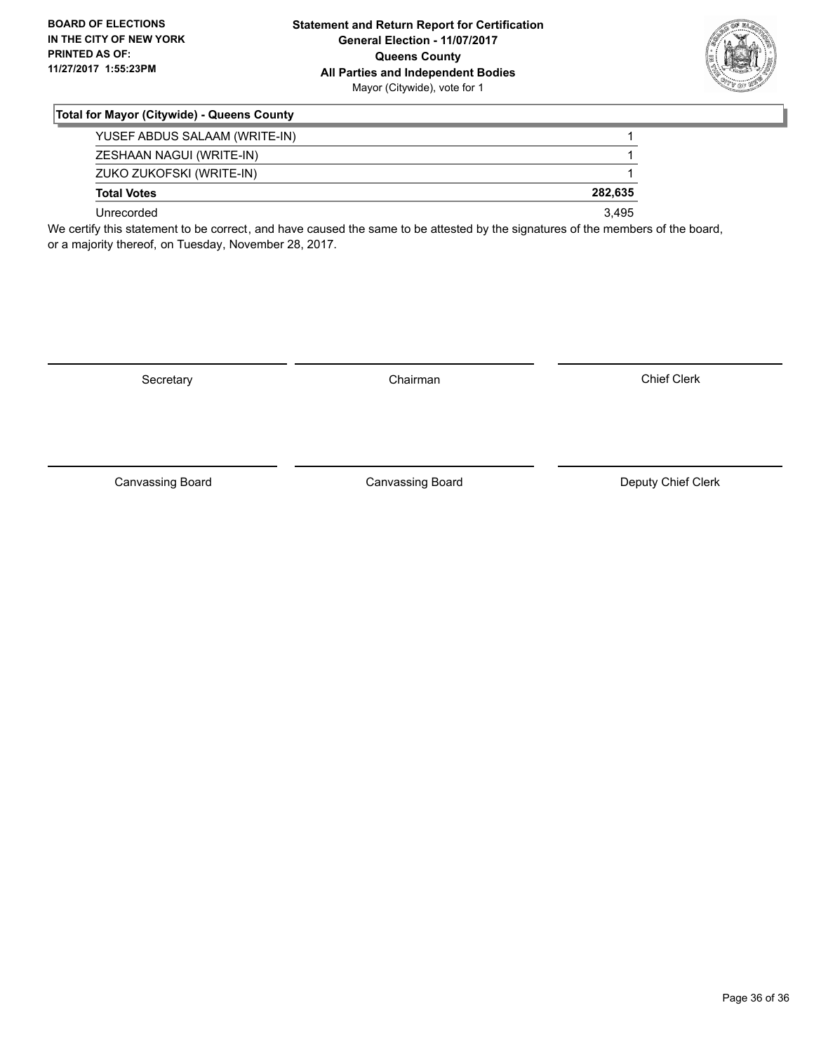**BOARD OF ELECTIONS IN THE CITY OF NEW YORK PRINTED AS OF: 11/27/2017 1:55:23PM**

**Statement and Return Report for Certification General Election - 11/07/2017 Queens County All Parties and Independent Bodies**
Mayor (Citywide), vote for 1

**Total for Mayor (Citywide) - Queens County**

| | |
|---|---|
| YUSEF ABDUS SALAAM (WRITE-IN) | 1 |
| ZESHAAN NAGUI (WRITE-IN) | 1 |
| ZUKO ZUKOFSKI (WRITE-IN) | 1 |
| **Total Votes** | **282,635** |
| Unrecorded | 3,495 |

We certify this statement to be correct, and have caused the same to be attested by the signatures of the members of the board, or a majority thereof, on Tuesday, November 28, 2017.

Secretary

Chairman

Chief Clerk

Canvassing Board

Canvassing Board

Deputy Chief Clerk